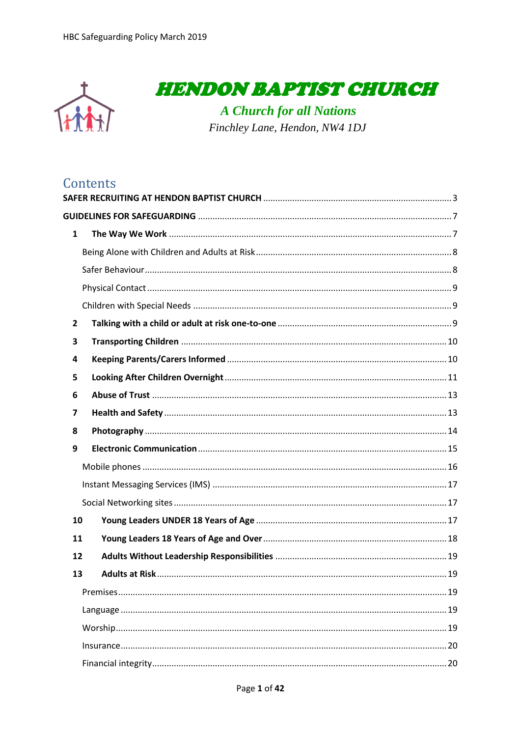# HENDON BAPTIST CHURCH

*A Church for all Nations*

*Finchley Lane, Hendon, NW4 1DJ*

## Contents

**SAFER RECRUITING AT HENDON BAPTIST CHURCH** ........................ 3

**GUIDELINES FOR SAFEGUARDING** ........................ 7

- **1 The Way We Work** ........................ 7
  - Being Alone with Children and Adults at Risk ........................ 8
  - Safer Behaviour ........................ 8
  - Physical Contact ........................ 9
  - Children with Special Needs ........................ 9
- **2 Talking with a child or adult at risk one-to-one** ........................ 9
- **3 Transporting Children** ........................ 10
- **4 Keeping Parents/Carers Informed** ........................ 10
- **5 Looking After Children Overnight** ........................ 11
- **6 Abuse of Trust** ........................ 13
- **7 Health and Safety** ........................ 13
- **8 Photography** ........................ 14
- **9 Electronic Communication** ........................ 15
  - Mobile phones ........................ 16
  - Instant Messaging Services (IMS) ........................ 17
  - Social Networking sites ........................ 17
- **10 Young Leaders UNDER 18 Years of Age** ........................ 17
- **11 Young Leaders 18 Years of Age and Over** ........................ 18
- **12 Adults Without Leadership Responsibilities** ........................ 19
- **13 Adults at Risk** ........................ 19
  - Premises ........................ 19
  - Language ........................ 19
  - Worship ........................ 19
  - Insurance ........................ 20
  - Financial integrity ........................ 20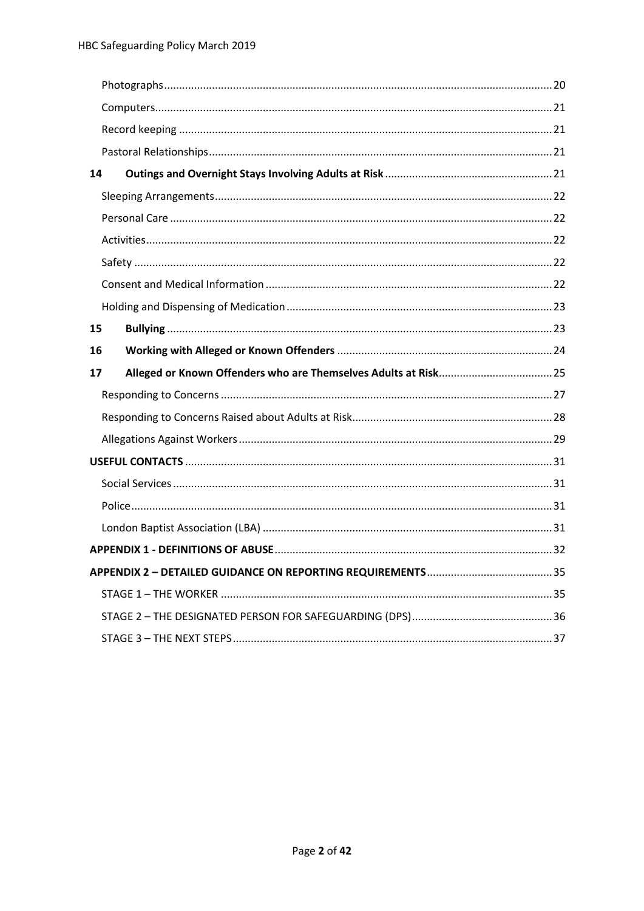Photographs ........ 20
Computers ........ 21
Record keeping ........ 21
Pastoral Relationships ........ 21

**14 Outings and Overnight Stays Involving Adults at Risk** ........ 21

Sleeping Arrangements ........ 22
Personal Care ........ 22
Activities ........ 22
Safety ........ 22
Consent and Medical Information ........ 22
Holding and Dispensing of Medication ........ 23

**15 Bullying** ........ 23

**16 Working with Alleged or Known Offenders** ........ 24

**17 Alleged or Known Offenders who are Themselves Adults at Risk** ........ 25

Responding to Concerns ........ 27
Responding to Concerns Raised about Adults at Risk ........ 28
Allegations Against Workers ........ 29

**USEFUL CONTACTS** ........ 31

Social Services ........ 31
Police ........ 31
London Baptist Association (LBA) ........ 31

**APPENDIX 1 - DEFINITIONS OF ABUSE** ........ 32

**APPENDIX 2 – DETAILED GUIDANCE ON REPORTING REQUIREMENTS** ........ 35

STAGE 1 – THE WORKER ........ 35
STAGE 2 – THE DESIGNATED PERSON FOR SAFEGUARDING (DPS) ........ 36
STAGE 3 – THE NEXT STEPS ........ 37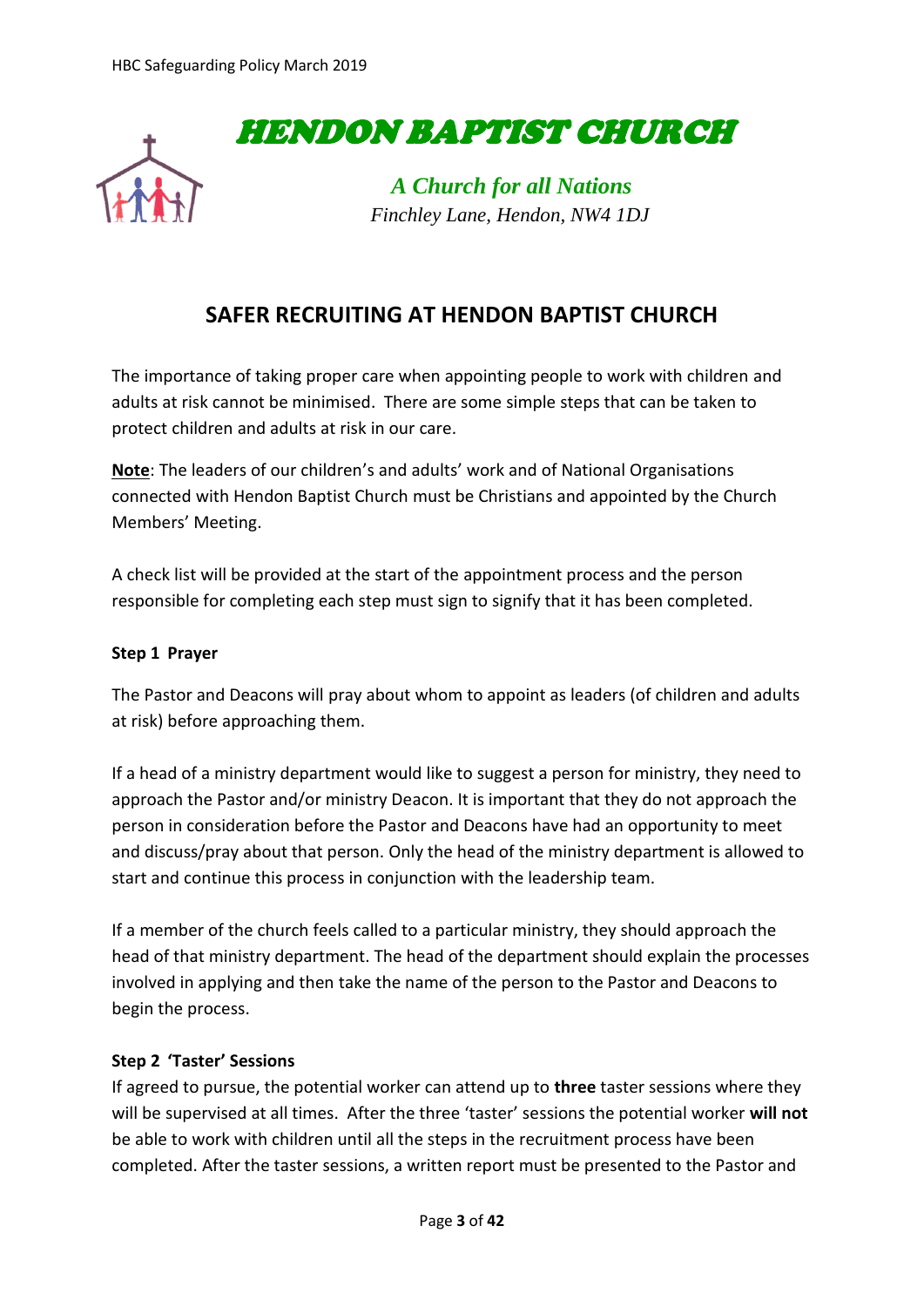# HENDON BAPTIST CHURCH

*A Church for all Nations*

*Finchley Lane, Hendon, NW4 1DJ*

## SAFER RECRUITING AT HENDON BAPTIST CHURCH

The importance of taking proper care when appointing people to work with children and adults at risk cannot be minimised. There are some simple steps that can be taken to protect children and adults at risk in our care.

**Note**: The leaders of our children's and adults' work and of National Organisations connected with Hendon Baptist Church must be Christians and appointed by the Church Members' Meeting.

A check list will be provided at the start of the appointment process and the person responsible for completing each step must sign to signify that it has been completed.

**Step 1 Prayer**

The Pastor and Deacons will pray about whom to appoint as leaders (of children and adults at risk) before approaching them.

If a head of a ministry department would like to suggest a person for ministry, they need to approach the Pastor and/or ministry Deacon. It is important that they do not approach the person in consideration before the Pastor and Deacons have had an opportunity to meet and discuss/pray about that person. Only the head of the ministry department is allowed to start and continue this process in conjunction with the leadership team.

If a member of the church feels called to a particular ministry, they should approach the head of that ministry department. The head of the department should explain the processes involved in applying and then take the name of the person to the Pastor and Deacons to begin the process.

**Step 2 'Taster' Sessions**

If agreed to pursue, the potential worker can attend up to **three** taster sessions where they will be supervised at all times. After the three 'taster' sessions the potential worker **will not** be able to work with children until all the steps in the recruitment process have been completed. After the taster sessions, a written report must be presented to the Pastor and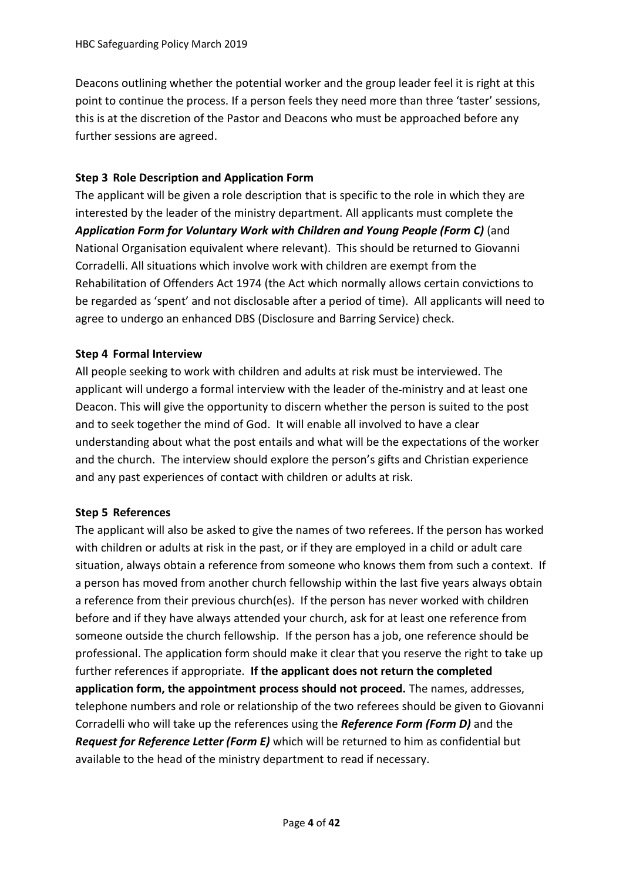Deacons outlining whether the potential worker and the group leader feel it is right at this point to continue the process. If a person feels they need more than three 'taster' sessions, this is at the discretion of the Pastor and Deacons who must be approached before any further sessions are agreed.

**Step 3 Role Description and Application Form**

The applicant will be given a role description that is specific to the role in which they are interested by the leader of the ministry department. All applicants must complete the ***Application Form for Voluntary Work with Children and Young People (Form C)*** (and National Organisation equivalent where relevant). This should be returned to Giovanni Corradelli. All situations which involve work with children are exempt from the Rehabilitation of Offenders Act 1974 (the Act which normally allows certain convictions to be regarded as 'spent' and not disclosable after a period of time). All applicants will need to agree to undergo an enhanced DBS (Disclosure and Barring Service) check.

**Step 4 Formal Interview**

All people seeking to work with children and adults at risk must be interviewed. The applicant will undergo a formal interview with the leader of the ministry and at least one Deacon. This will give the opportunity to discern whether the person is suited to the post and to seek together the mind of God. It will enable all involved to have a clear understanding about what the post entails and what will be the expectations of the worker and the church. The interview should explore the person's gifts and Christian experience and any past experiences of contact with children or adults at risk.

**Step 5 References**

The applicant will also be asked to give the names of two referees. If the person has worked with children or adults at risk in the past, or if they are employed in a child or adult care situation, always obtain a reference from someone who knows them from such a context. If a person has moved from another church fellowship within the last five years always obtain a reference from their previous church(es). If the person has never worked with children before and if they have always attended your church, ask for at least one reference from someone outside the church fellowship. If the person has a job, one reference should be professional. The application form should make it clear that you reserve the right to take up further references if appropriate. **If the applicant does not return the completed application form, the appointment process should not proceed.** The names, addresses, telephone numbers and role or relationship of the two referees should be given to Giovanni Corradelli who will take up the references using the ***Reference Form (Form D)*** and the ***Request for Reference Letter (Form E)*** which will be returned to him as confidential but available to the head of the ministry department to read if necessary.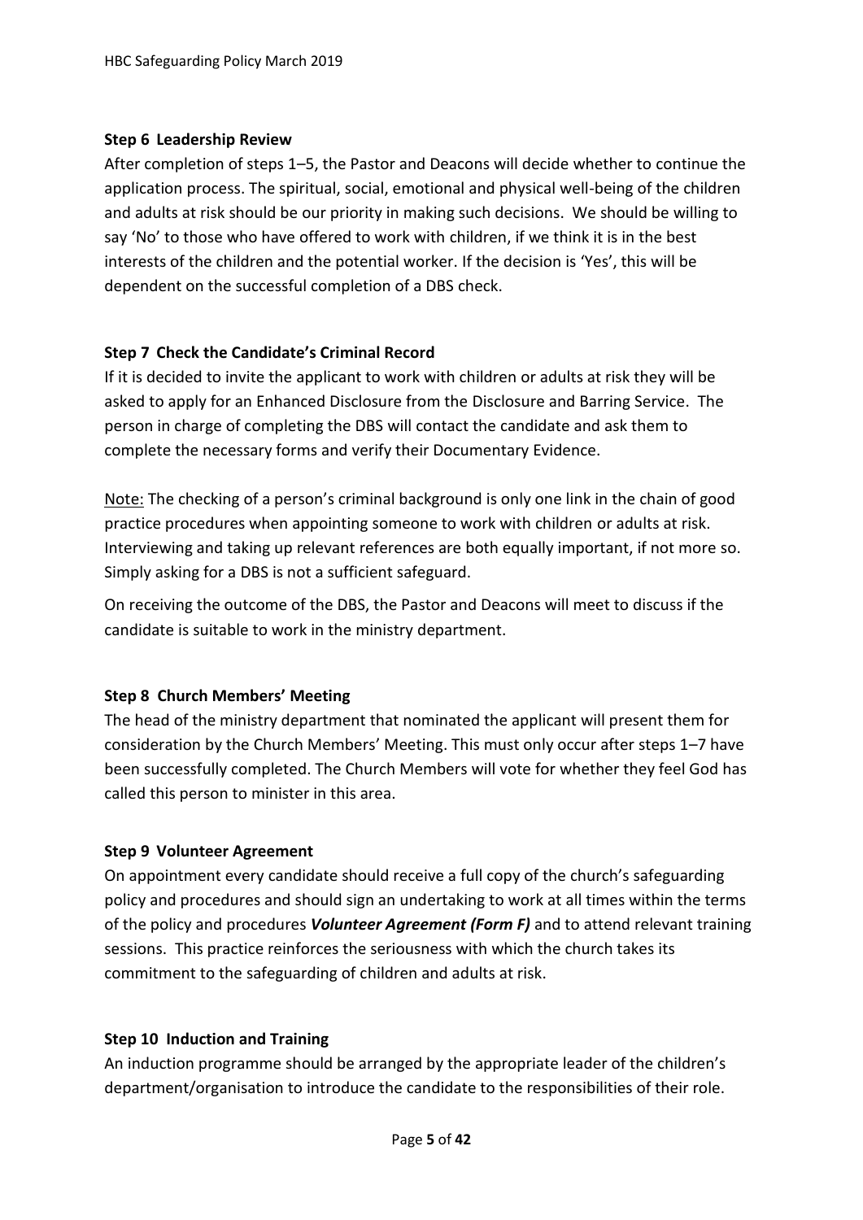**Step 6 Leadership Review**

After completion of steps 1–5, the Pastor and Deacons will decide whether to continue the application process. The spiritual, social, emotional and physical well-being of the children and adults at risk should be our priority in making such decisions. We should be willing to say 'No' to those who have offered to work with children, if we think it is in the best interests of the children and the potential worker. If the decision is 'Yes', this will be dependent on the successful completion of a DBS check.

**Step 7 Check the Candidate's Criminal Record**

If it is decided to invite the applicant to work with children or adults at risk they will be asked to apply for an Enhanced Disclosure from the Disclosure and Barring Service. The person in charge of completing the DBS will contact the candidate and ask them to complete the necessary forms and verify their Documentary Evidence.

Note: The checking of a person's criminal background is only one link in the chain of good practice procedures when appointing someone to work with children or adults at risk. Interviewing and taking up relevant references are both equally important, if not more so. Simply asking for a DBS is not a sufficient safeguard.

On receiving the outcome of the DBS, the Pastor and Deacons will meet to discuss if the candidate is suitable to work in the ministry department.

**Step 8 Church Members' Meeting**

The head of the ministry department that nominated the applicant will present them for consideration by the Church Members' Meeting. This must only occur after steps 1–7 have been successfully completed. The Church Members will vote for whether they feel God has called this person to minister in this area.

**Step 9 Volunteer Agreement**

On appointment every candidate should receive a full copy of the church's safeguarding policy and procedures and should sign an undertaking to work at all times within the terms of the policy and procedures ***Volunteer Agreement (Form F)*** and to attend relevant training sessions. This practice reinforces the seriousness with which the church takes its commitment to the safeguarding of children and adults at risk.

**Step 10 Induction and Training**

An induction programme should be arranged by the appropriate leader of the children's department/organisation to introduce the candidate to the responsibilities of their role.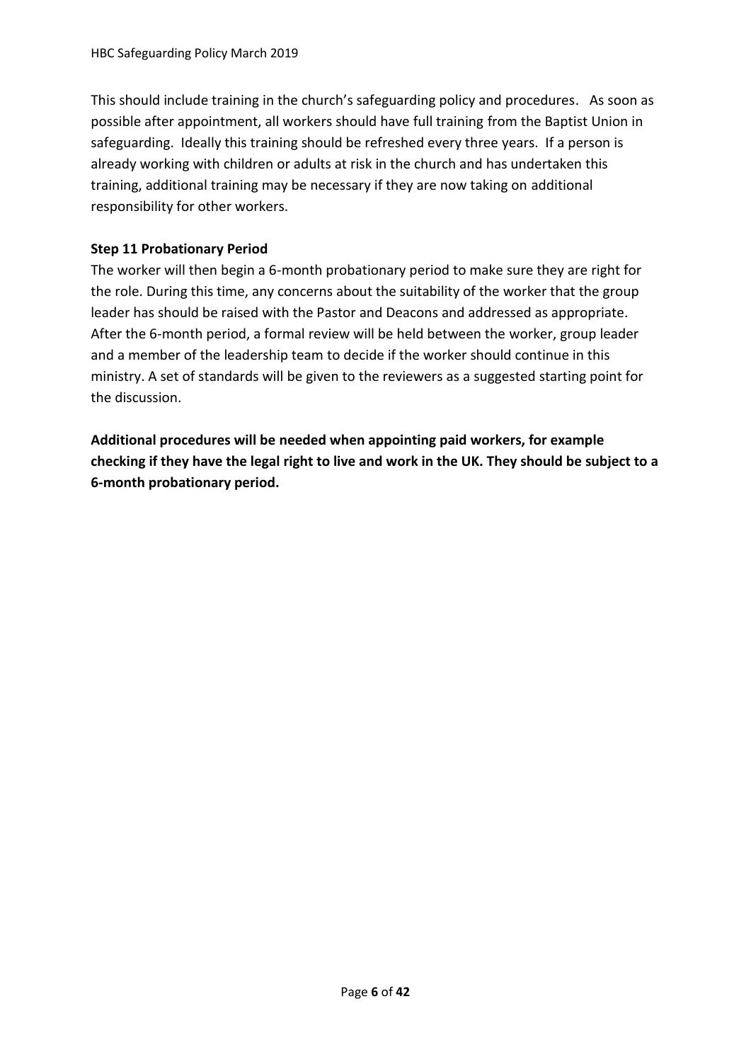This should include training in the church's safeguarding policy and procedures. As soon as possible after appointment, all workers should have full training from the Baptist Union in safeguarding. Ideally this training should be refreshed every three years. If a person is already working with children or adults at risk in the church and has undertaken this training, additional training may be necessary if they are now taking on additional responsibility for other workers.

**Step 11 Probationary Period**

The worker will then begin a 6-month probationary period to make sure they are right for the role. During this time, any concerns about the suitability of the worker that the group leader has should be raised with the Pastor and Deacons and addressed as appropriate. After the 6-month period, a formal review will be held between the worker, group leader and a member of the leadership team to decide if the worker should continue in this ministry. A set of standards will be given to the reviewers as a suggested starting point for the discussion.

**Additional procedures will be needed when appointing paid workers, for example checking if they have the legal right to live and work in the UK. They should be subject to a 6-month probationary period.**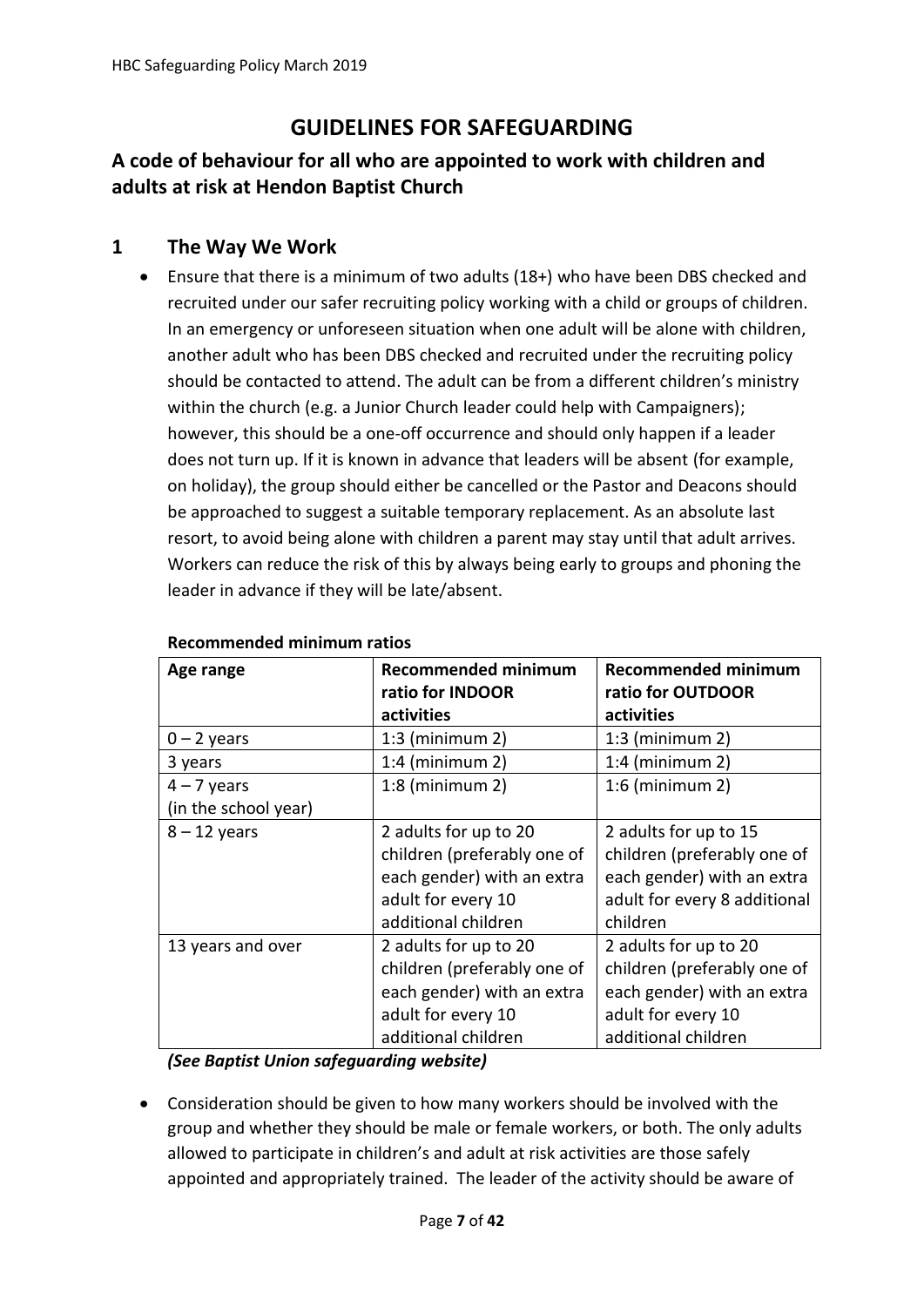# GUIDELINES FOR SAFEGUARDING

## A code of behaviour for all who are appointed to work with children and adults at risk at Hendon Baptist Church

## 1 The Way We Work

- Ensure that there is a minimum of two adults (18+) who have been DBS checked and recruited under our safer recruiting policy working with a child or groups of children. In an emergency or unforeseen situation when one adult will be alone with children, another adult who has been DBS checked and recruited under the recruiting policy should be contacted to attend. The adult can be from a different children's ministry within the church (e.g. a Junior Church leader could help with Campaigners); however, this should be a one-off occurrence and should only happen if a leader does not turn up. If it is known in advance that leaders will be absent (for example, on holiday), the group should either be cancelled or the Pastor and Deacons should be approached to suggest a suitable temporary replacement. As an absolute last resort, to avoid being alone with children a parent may stay until that adult arrives. Workers can reduce the risk of this by always being early to groups and phoning the leader in advance if they will be late/absent.

**Recommended minimum ratios**

| Age range | Recommended minimum ratio for INDOOR activities | Recommended minimum ratio for OUTDOOR activities |
|---|---|---|
| 0 – 2 years | 1:3 (minimum 2) | 1:3 (minimum 2) |
| 3 years | 1:4 (minimum 2) | 1:4 (minimum 2) |
| 4 – 7 years (in the school year) | 1:8 (minimum 2) | 1:6 (minimum 2) |
| 8 – 12 years | 2 adults for up to 20 children (preferably one of each gender) with an extra adult for every 10 additional children | 2 adults for up to 15 children (preferably one of each gender) with an extra adult for every 8 additional children |
| 13 years and over | 2 adults for up to 20 children (preferably one of each gender) with an extra adult for every 10 additional children | 2 adults for up to 20 children (preferably one of each gender) with an extra adult for every 10 additional children |

***(See Baptist Union safeguarding website)***

- Consideration should be given to how many workers should be involved with the group and whether they should be male or female workers, or both. The only adults allowed to participate in children's and adult at risk activities are those safely appointed and appropriately trained. The leader of the activity should be aware of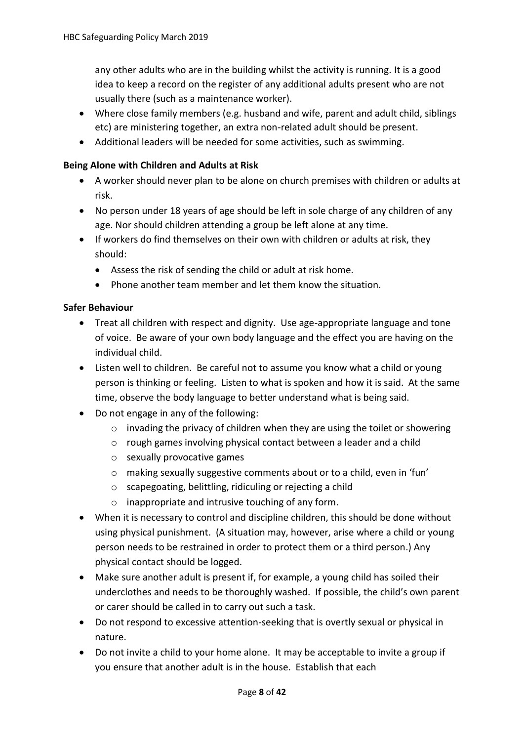any other adults who are in the building whilst the activity is running. It is a good idea to keep a record on the register of any additional adults present who are not usually there (such as a maintenance worker).

- Where close family members (e.g. husband and wife, parent and adult child, siblings etc) are ministering together, an extra non-related adult should be present.
- Additional leaders will be needed for some activities, such as swimming.

**Being Alone with Children and Adults at Risk**

- A worker should never plan to be alone on church premises with children or adults at risk.
- No person under 18 years of age should be left in sole charge of any children of any age. Nor should children attending a group be left alone at any time.
- If workers do find themselves on their own with children or adults at risk, they should:
  - Assess the risk of sending the child or adult at risk home.
  - Phone another team member and let them know the situation.

**Safer Behaviour**

- Treat all children with respect and dignity. Use age-appropriate language and tone of voice. Be aware of your own body language and the effect you are having on the individual child.
- Listen well to children. Be careful not to assume you know what a child or young person is thinking or feeling. Listen to what is spoken and how it is said. At the same time, observe the body language to better understand what is being said.
- Do not engage in any of the following:
  - invading the privacy of children when they are using the toilet or showering
  - rough games involving physical contact between a leader and a child
  - sexually provocative games
  - making sexually suggestive comments about or to a child, even in 'fun'
  - scapegoating, belittling, ridiculing or rejecting a child
  - inappropriate and intrusive touching of any form.
- When it is necessary to control and discipline children, this should be done without using physical punishment. (A situation may, however, arise where a child or young person needs to be restrained in order to protect them or a third person.) Any physical contact should be logged.
- Make sure another adult is present if, for example, a young child has soiled their underclothes and needs to be thoroughly washed. If possible, the child's own parent or carer should be called in to carry out such a task.
- Do not respond to excessive attention-seeking that is overtly sexual or physical in nature.
- Do not invite a child to your home alone. It may be acceptable to invite a group if you ensure that another adult is in the house. Establish that each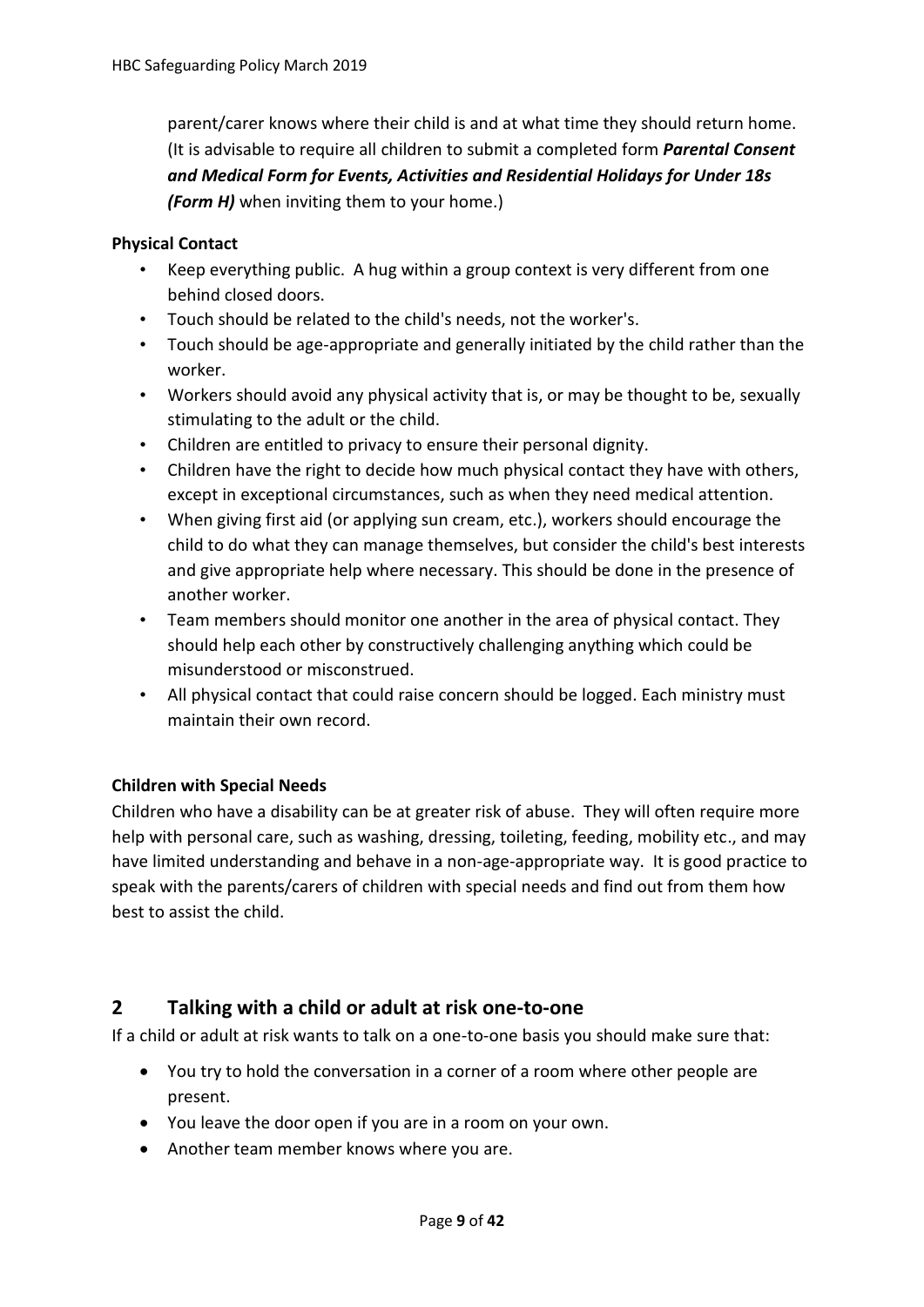parent/carer knows where their child is and at what time they should return home. (It is advisable to require all children to submit a completed form ***Parental Consent and Medical Form for Events, Activities and Residential Holidays for Under 18s (Form H)*** when inviting them to your home.)

**Physical Contact**

- Keep everything public. A hug within a group context is very different from one behind closed doors.
- Touch should be related to the child's needs, not the worker's.
- Touch should be age-appropriate and generally initiated by the child rather than the worker.
- Workers should avoid any physical activity that is, or may be thought to be, sexually stimulating to the adult or the child.
- Children are entitled to privacy to ensure their personal dignity.
- Children have the right to decide how much physical contact they have with others, except in exceptional circumstances, such as when they need medical attention.
- When giving first aid (or applying sun cream, etc.), workers should encourage the child to do what they can manage themselves, but consider the child's best interests and give appropriate help where necessary. This should be done in the presence of another worker.
- Team members should monitor one another in the area of physical contact. They should help each other by constructively challenging anything which could be misunderstood or misconstrued.
- All physical contact that could raise concern should be logged. Each ministry must maintain their own record.

**Children with Special Needs**

Children who have a disability can be at greater risk of abuse. They will often require more help with personal care, such as washing, dressing, toileting, feeding, mobility etc., and may have limited understanding and behave in a non-age-appropriate way. It is good practice to speak with the parents/carers of children with special needs and find out from them how best to assist the child.

## 2 Talking with a child or adult at risk one-to-one

If a child or adult at risk wants to talk on a one-to-one basis you should make sure that:

- You try to hold the conversation in a corner of a room where other people are present.
- You leave the door open if you are in a room on your own.
- Another team member knows where you are.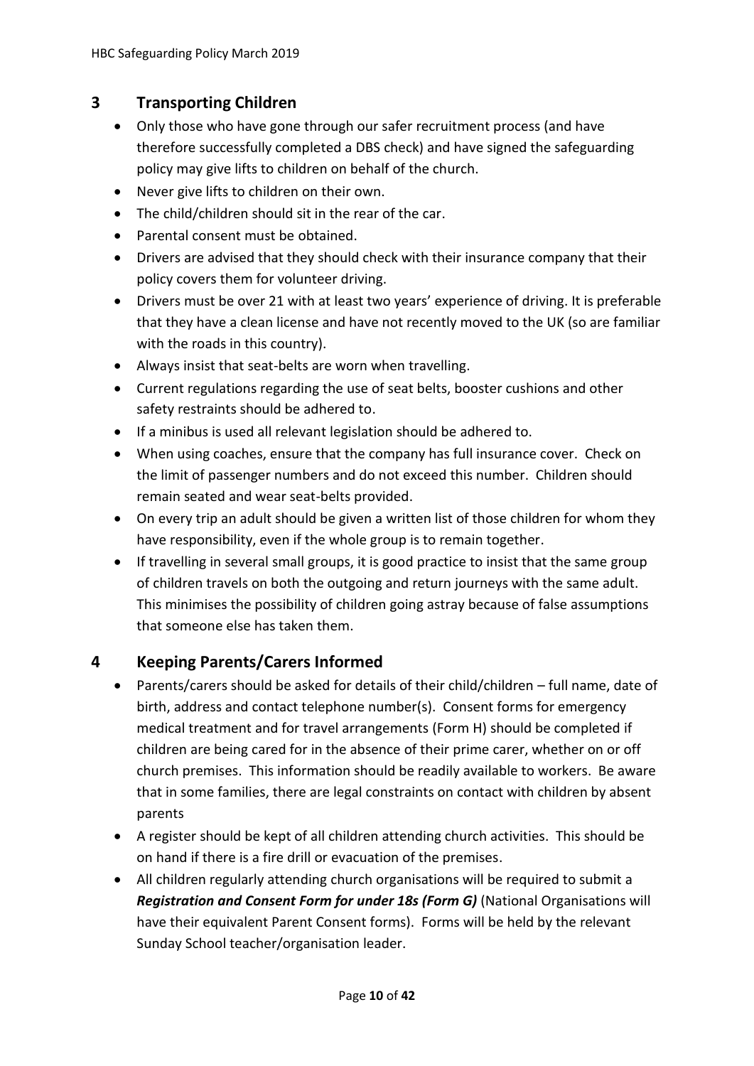## 3 Transporting Children

- Only those who have gone through our safer recruitment process (and have therefore successfully completed a DBS check) and have signed the safeguarding policy may give lifts to children on behalf of the church.
- Never give lifts to children on their own.
- The child/children should sit in the rear of the car.
- Parental consent must be obtained.
- Drivers are advised that they should check with their insurance company that their policy covers them for volunteer driving.
- Drivers must be over 21 with at least two years' experience of driving. It is preferable that they have a clean license and have not recently moved to the UK (so are familiar with the roads in this country).
- Always insist that seat-belts are worn when travelling.
- Current regulations regarding the use of seat belts, booster cushions and other safety restraints should be adhered to.
- If a minibus is used all relevant legislation should be adhered to.
- When using coaches, ensure that the company has full insurance cover. Check on the limit of passenger numbers and do not exceed this number. Children should remain seated and wear seat-belts provided.
- On every trip an adult should be given a written list of those children for whom they have responsibility, even if the whole group is to remain together.
- If travelling in several small groups, it is good practice to insist that the same group of children travels on both the outgoing and return journeys with the same adult. This minimises the possibility of children going astray because of false assumptions that someone else has taken them.

## 4 Keeping Parents/Carers Informed

- Parents/carers should be asked for details of their child/children – full name, date of birth, address and contact telephone number(s). Consent forms for emergency medical treatment and for travel arrangements (Form H) should be completed if children are being cared for in the absence of their prime carer, whether on or off church premises. This information should be readily available to workers. Be aware that in some families, there are legal constraints on contact with children by absent parents
- A register should be kept of all children attending church activities. This should be on hand if there is a fire drill or evacuation of the premises.
- All children regularly attending church organisations will be required to submit a ***Registration and Consent Form for under 18s (Form G)*** (National Organisations will have their equivalent Parent Consent forms). Forms will be held by the relevant Sunday School teacher/organisation leader.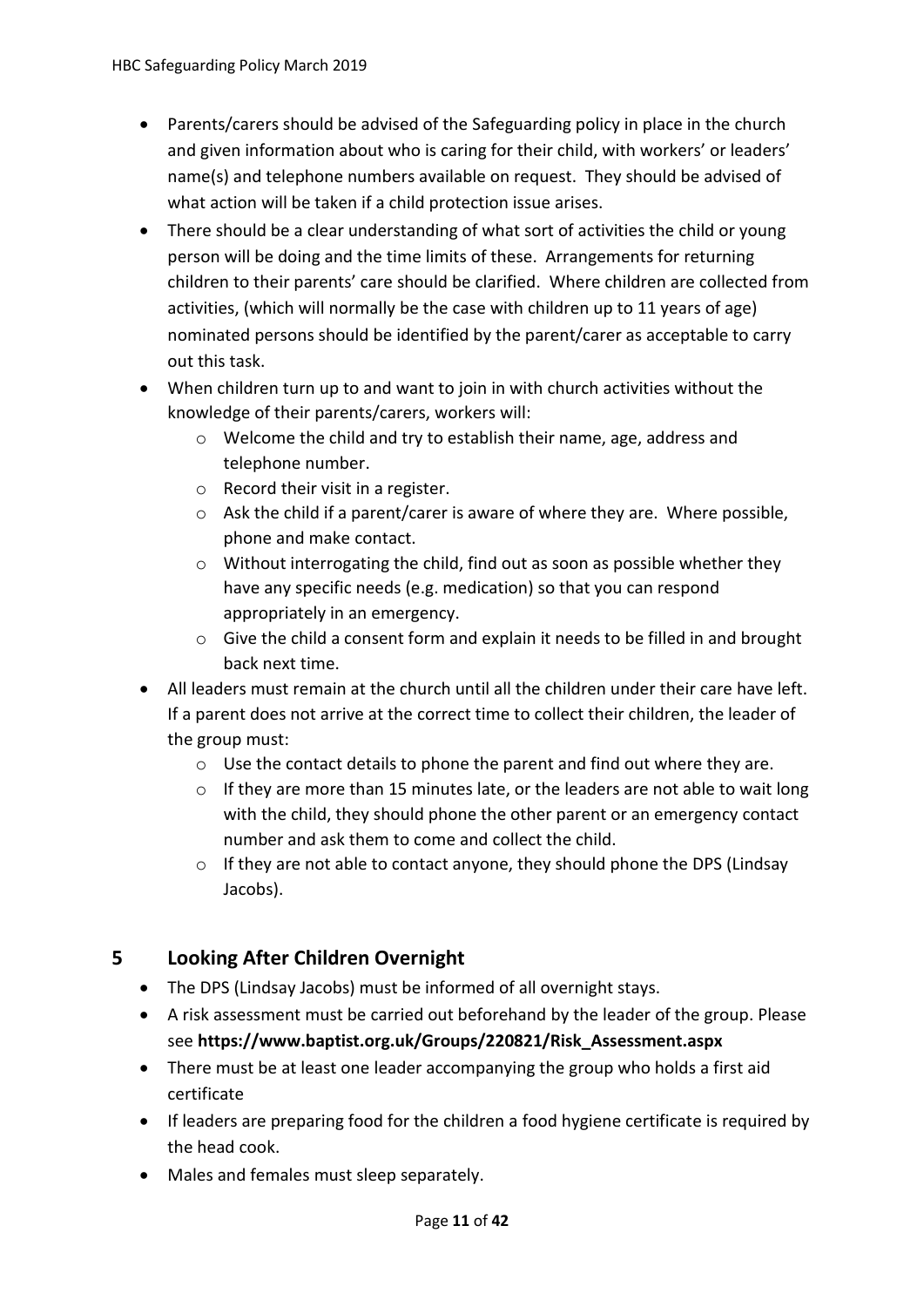- Parents/carers should be advised of the Safeguarding policy in place in the church and given information about who is caring for their child, with workers' or leaders' name(s) and telephone numbers available on request. They should be advised of what action will be taken if a child protection issue arises.
- There should be a clear understanding of what sort of activities the child or young person will be doing and the time limits of these. Arrangements for returning children to their parents' care should be clarified. Where children are collected from activities, (which will normally be the case with children up to 11 years of age) nominated persons should be identified by the parent/carer as acceptable to carry out this task.
- When children turn up to and want to join in with church activities without the knowledge of their parents/carers, workers will:
  - Welcome the child and try to establish their name, age, address and telephone number.
  - Record their visit in a register.
  - Ask the child if a parent/carer is aware of where they are. Where possible, phone and make contact.
  - Without interrogating the child, find out as soon as possible whether they have any specific needs (e.g. medication) so that you can respond appropriately in an emergency.
  - Give the child a consent form and explain it needs to be filled in and brought back next time.
- All leaders must remain at the church until all the children under their care have left. If a parent does not arrive at the correct time to collect their children, the leader of the group must:
  - Use the contact details to phone the parent and find out where they are.
  - If they are more than 15 minutes late, or the leaders are not able to wait long with the child, they should phone the other parent or an emergency contact number and ask them to come and collect the child.
  - If they are not able to contact anyone, they should phone the DPS (Lindsay Jacobs).

## 5 Looking After Children Overnight

- The DPS (Lindsay Jacobs) must be informed of all overnight stays.
- A risk assessment must be carried out beforehand by the leader of the group. Please see **https://www.baptist.org.uk/Groups/220821/Risk_Assessment.aspx**
- There must be at least one leader accompanying the group who holds a first aid certificate
- If leaders are preparing food for the children a food hygiene certificate is required by the head cook.
- Males and females must sleep separately.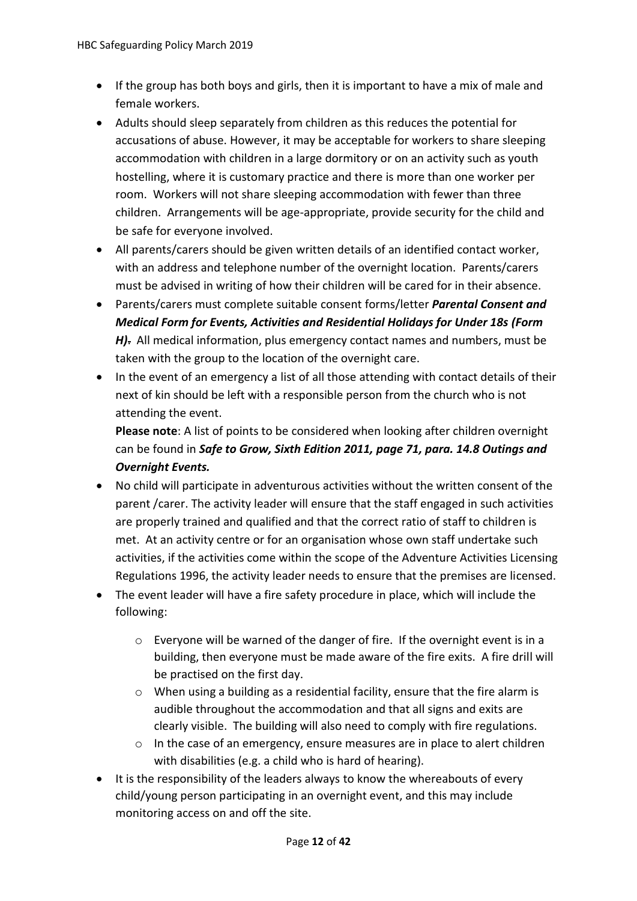- If the group has both boys and girls, then it is important to have a mix of male and female workers.
- Adults should sleep separately from children as this reduces the potential for accusations of abuse. However, it may be acceptable for workers to share sleeping accommodation with children in a large dormitory or on an activity such as youth hostelling, where it is customary practice and there is more than one worker per room. Workers will not share sleeping accommodation with fewer than three children. Arrangements will be age-appropriate, provide security for the child and be safe for everyone involved.
- All parents/carers should be given written details of an identified contact worker, with an address and telephone number of the overnight location. Parents/carers must be advised in writing of how their children will be cared for in their absence.
- Parents/carers must complete suitable consent forms/letter ***Parental Consent and Medical Form for Events, Activities and Residential Holidays for Under 18s (Form H).*** All medical information, plus emergency contact names and numbers, must be taken with the group to the location of the overnight care.
- In the event of an emergency a list of all those attending with contact details of their next of kin should be left with a responsible person from the church who is not attending the event.

  **Please note**: A list of points to be considered when looking after children overnight can be found in ***Safe to Grow, Sixth Edition 2011, page 71, para. 14.8 Outings and Overnight Events.***
- No child will participate in adventurous activities without the written consent of the parent /carer. The activity leader will ensure that the staff engaged in such activities are properly trained and qualified and that the correct ratio of staff to children is met. At an activity centre or for an organisation whose own staff undertake such activities, if the activities come within the scope of the Adventure Activities Licensing Regulations 1996, the activity leader needs to ensure that the premises are licensed.
- The event leader will have a fire safety procedure in place, which will include the following:
  - Everyone will be warned of the danger of fire. If the overnight event is in a building, then everyone must be made aware of the fire exits. A fire drill will be practised on the first day.
  - When using a building as a residential facility, ensure that the fire alarm is audible throughout the accommodation and that all signs and exits are clearly visible. The building will also need to comply with fire regulations.
  - In the case of an emergency, ensure measures are in place to alert children with disabilities (e.g. a child who is hard of hearing).
- It is the responsibility of the leaders always to know the whereabouts of every child/young person participating in an overnight event, and this may include monitoring access on and off the site.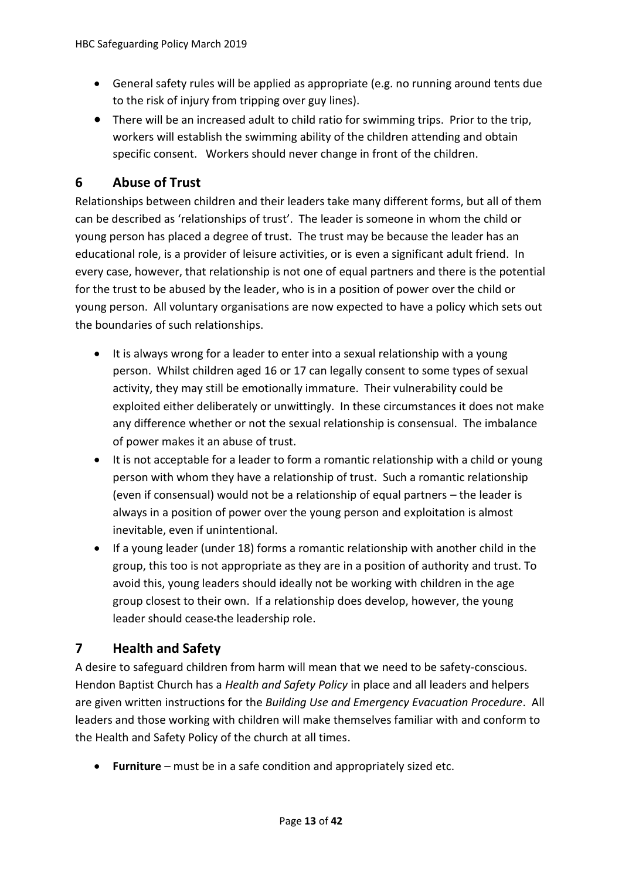- General safety rules will be applied as appropriate (e.g. no running around tents due to the risk of injury from tripping over guy lines).
- There will be an increased adult to child ratio for swimming trips. Prior to the trip, workers will establish the swimming ability of the children attending and obtain specific consent. Workers should never change in front of the children.

## 6 Abuse of Trust

Relationships between children and their leaders take many different forms, but all of them can be described as 'relationships of trust'. The leader is someone in whom the child or young person has placed a degree of trust. The trust may be because the leader has an educational role, is a provider of leisure activities, or is even a significant adult friend. In every case, however, that relationship is not one of equal partners and there is the potential for the trust to be abused by the leader, who is in a position of power over the child or young person. All voluntary organisations are now expected to have a policy which sets out the boundaries of such relationships.

- It is always wrong for a leader to enter into a sexual relationship with a young person. Whilst children aged 16 or 17 can legally consent to some types of sexual activity, they may still be emotionally immature. Their vulnerability could be exploited either deliberately or unwittingly. In these circumstances it does not make any difference whether or not the sexual relationship is consensual. The imbalance of power makes it an abuse of trust.
- It is not acceptable for a leader to form a romantic relationship with a child or young person with whom they have a relationship of trust. Such a romantic relationship (even if consensual) would not be a relationship of equal partners – the leader is always in a position of power over the young person and exploitation is almost inevitable, even if unintentional.
- If a young leader (under 18) forms a romantic relationship with another child in the group, this too is not appropriate as they are in a position of authority and trust. To avoid this, young leaders should ideally not be working with children in the age group closest to their own. If a relationship does develop, however, the young leader should cease the leadership role.

## 7 Health and Safety

A desire to safeguard children from harm will mean that we need to be safety-conscious. Hendon Baptist Church has a *Health and Safety Policy* in place and all leaders and helpers are given written instructions for the *Building Use and Emergency Evacuation Procedure*. All leaders and those working with children will make themselves familiar with and conform to the Health and Safety Policy of the church at all times.

- **Furniture** – must be in a safe condition and appropriately sized etc.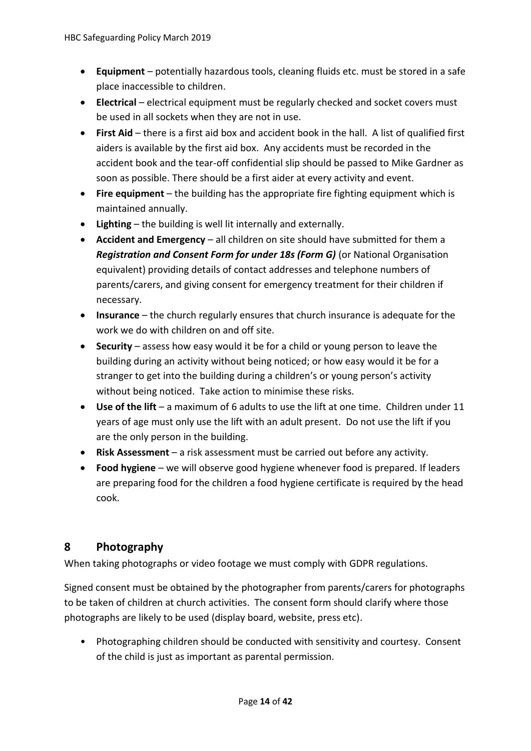- **Equipment** – potentially hazardous tools, cleaning fluids etc. must be stored in a safe place inaccessible to children.
- **Electrical** – electrical equipment must be regularly checked and socket covers must be used in all sockets when they are not in use.
- **First Aid** – there is a first aid box and accident book in the hall. A list of qualified first aiders is available by the first aid box. Any accidents must be recorded in the accident book and the tear-off confidential slip should be passed to Mike Gardner as soon as possible. There should be a first aider at every activity and event.
- **Fire equipment** – the building has the appropriate fire fighting equipment which is maintained annually.
- **Lighting** – the building is well lit internally and externally.
- **Accident and Emergency** – all children on site should have submitted for them a ***Registration and Consent Form for under 18s (Form G)*** (or National Organisation equivalent) providing details of contact addresses and telephone numbers of parents/carers, and giving consent for emergency treatment for their children if necessary.
- **Insurance** – the church regularly ensures that church insurance is adequate for the work we do with children on and off site.
- **Security** – assess how easy would it be for a child or young person to leave the building during an activity without being noticed; or how easy would it be for a stranger to get into the building during a children's or young person's activity without being noticed. Take action to minimise these risks.
- **Use of the lift** – a maximum of 6 adults to use the lift at one time. Children under 11 years of age must only use the lift with an adult present. Do not use the lift if you are the only person in the building.
- **Risk Assessment** – a risk assessment must be carried out before any activity.
- **Food hygiene** – we will observe good hygiene whenever food is prepared. If leaders are preparing food for the children a food hygiene certificate is required by the head cook.

## 8 Photography

When taking photographs or video footage we must comply with GDPR regulations.

Signed consent must be obtained by the photographer from parents/carers for photographs to be taken of children at church activities. The consent form should clarify where those photographs are likely to be used (display board, website, press etc).

- Photographing children should be conducted with sensitivity and courtesy. Consent of the child is just as important as parental permission.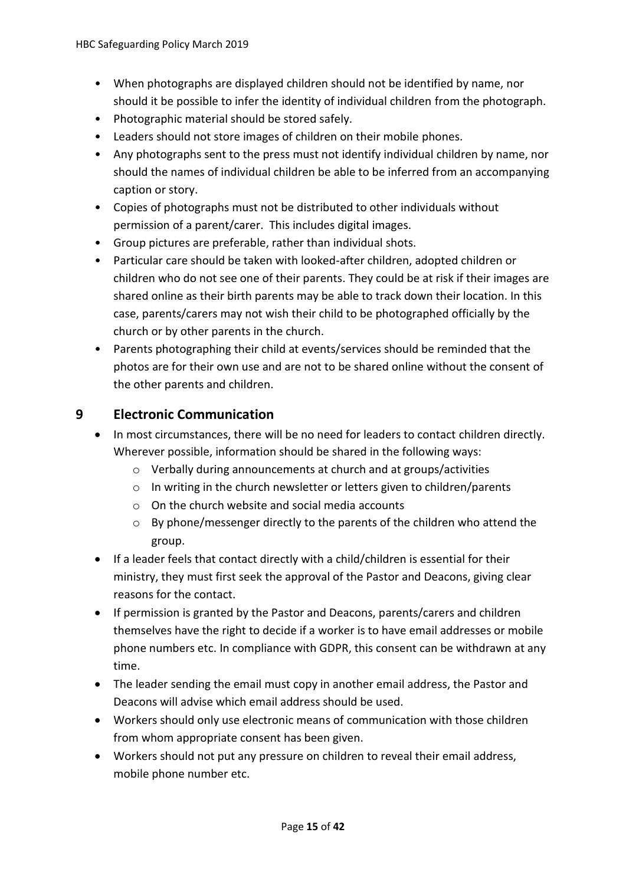- When photographs are displayed children should not be identified by name, nor should it be possible to infer the identity of individual children from the photograph.
- Photographic material should be stored safely.
- Leaders should not store images of children on their mobile phones.
- Any photographs sent to the press must not identify individual children by name, nor should the names of individual children be able to be inferred from an accompanying caption or story.
- Copies of photographs must not be distributed to other individuals without permission of a parent/carer. This includes digital images.
- Group pictures are preferable, rather than individual shots.
- Particular care should be taken with looked-after children, adopted children or children who do not see one of their parents. They could be at risk if their images are shared online as their birth parents may be able to track down their location. In this case, parents/carers may not wish their child to be photographed officially by the church or by other parents in the church.
- Parents photographing their child at events/services should be reminded that the photos are for their own use and are not to be shared online without the consent of the other parents and children.

## 9 Electronic Communication

- In most circumstances, there will be no need for leaders to contact children directly. Wherever possible, information should be shared in the following ways:
  - Verbally during announcements at church and at groups/activities
  - In writing in the church newsletter or letters given to children/parents
  - On the church website and social media accounts
  - By phone/messenger directly to the parents of the children who attend the group.
- If a leader feels that contact directly with a child/children is essential for their ministry, they must first seek the approval of the Pastor and Deacons, giving clear reasons for the contact.
- If permission is granted by the Pastor and Deacons, parents/carers and children themselves have the right to decide if a worker is to have email addresses or mobile phone numbers etc. In compliance with GDPR, this consent can be withdrawn at any time.
- The leader sending the email must copy in another email address, the Pastor and Deacons will advise which email address should be used.
- Workers should only use electronic means of communication with those children from whom appropriate consent has been given.
- Workers should not put any pressure on children to reveal their email address, mobile phone number etc.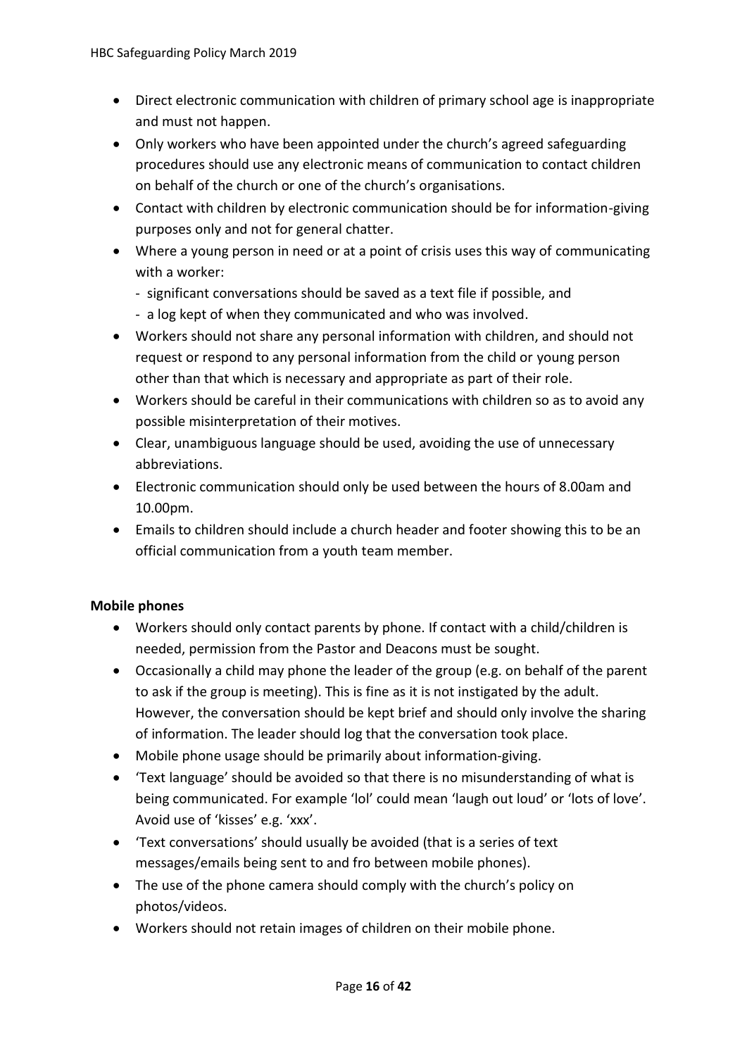- Direct electronic communication with children of primary school age is inappropriate and must not happen.
- Only workers who have been appointed under the church's agreed safeguarding procedures should use any electronic means of communication to contact children on behalf of the church or one of the church's organisations.
- Contact with children by electronic communication should be for information-giving purposes only and not for general chatter.
- Where a young person in need or at a point of crisis uses this way of communicating with a worker:
  - significant conversations should be saved as a text file if possible, and
  - a log kept of when they communicated and who was involved.
- Workers should not share any personal information with children, and should not request or respond to any personal information from the child or young person other than that which is necessary and appropriate as part of their role.
- Workers should be careful in their communications with children so as to avoid any possible misinterpretation of their motives.
- Clear, unambiguous language should be used, avoiding the use of unnecessary abbreviations.
- Electronic communication should only be used between the hours of 8.00am and 10.00pm.
- Emails to children should include a church header and footer showing this to be an official communication from a youth team member.

**Mobile phones**

- Workers should only contact parents by phone. If contact with a child/children is needed, permission from the Pastor and Deacons must be sought.
- Occasionally a child may phone the leader of the group (e.g. on behalf of the parent to ask if the group is meeting). This is fine as it is not instigated by the adult. However, the conversation should be kept brief and should only involve the sharing of information. The leader should log that the conversation took place.
- Mobile phone usage should be primarily about information-giving.
- 'Text language' should be avoided so that there is no misunderstanding of what is being communicated. For example 'lol' could mean 'laugh out loud' or 'lots of love'. Avoid use of 'kisses' e.g. 'xxx'.
- 'Text conversations' should usually be avoided (that is a series of text messages/emails being sent to and fro between mobile phones).
- The use of the phone camera should comply with the church's policy on photos/videos.
- Workers should not retain images of children on their mobile phone.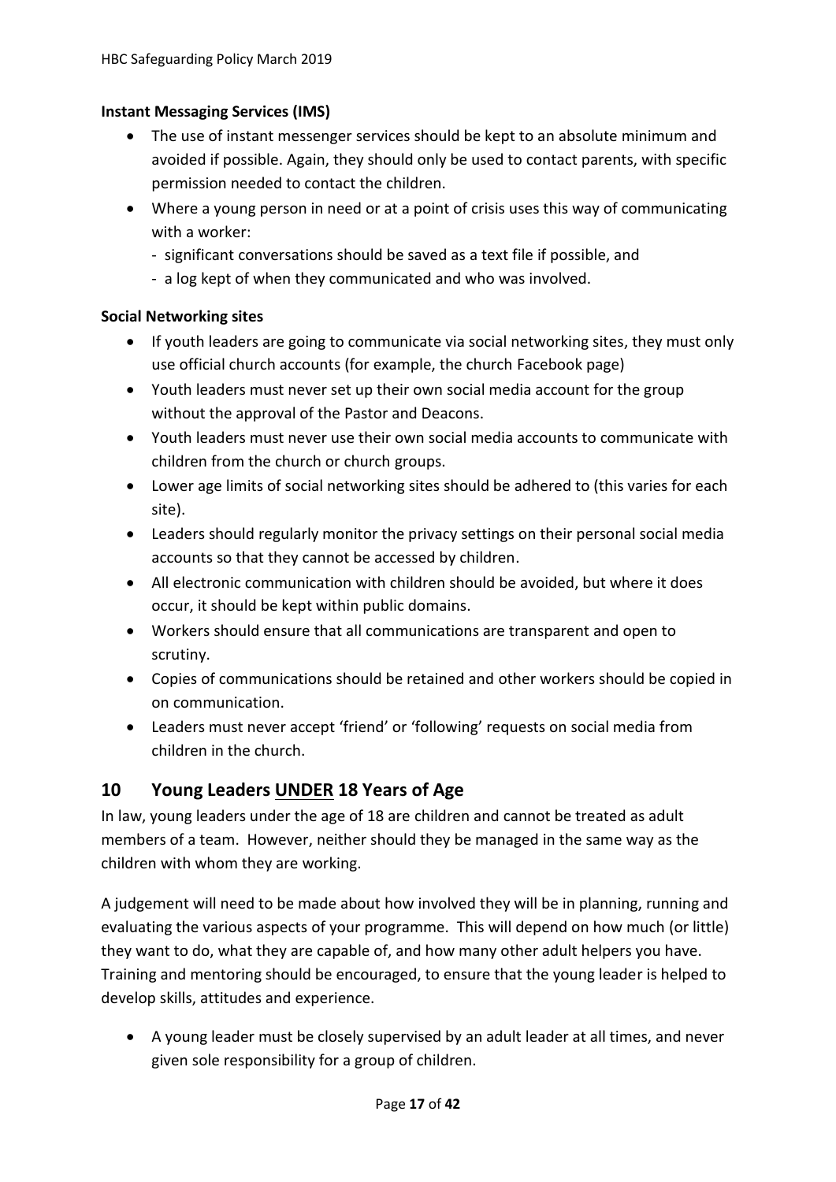**Instant Messaging Services (IMS)**

- The use of instant messenger services should be kept to an absolute minimum and avoided if possible. Again, they should only be used to contact parents, with specific permission needed to contact the children.
- Where a young person in need or at a point of crisis uses this way of communicating with a worker:
  - significant conversations should be saved as a text file if possible, and
  - a log kept of when they communicated and who was involved.

**Social Networking sites**

- If youth leaders are going to communicate via social networking sites, they must only use official church accounts (for example, the church Facebook page)
- Youth leaders must never set up their own social media account for the group without the approval of the Pastor and Deacons.
- Youth leaders must never use their own social media accounts to communicate with children from the church or church groups.
- Lower age limits of social networking sites should be adhered to (this varies for each site).
- Leaders should regularly monitor the privacy settings on their personal social media accounts so that they cannot be accessed by children.
- All electronic communication with children should be avoided, but where it does occur, it should be kept within public domains.
- Workers should ensure that all communications are transparent and open to scrutiny.
- Copies of communications should be retained and other workers should be copied in on communication.
- Leaders must never accept 'friend' or 'following' requests on social media from children in the church.

## 10 Young Leaders <u>UNDER</u> 18 Years of Age

In law, young leaders under the age of 18 are children and cannot be treated as adult members of a team. However, neither should they be managed in the same way as the children with whom they are working.

A judgement will need to be made about how involved they will be in planning, running and evaluating the various aspects of your programme. This will depend on how much (or little) they want to do, what they are capable of, and how many other adult helpers you have. Training and mentoring should be encouraged, to ensure that the young leader is helped to develop skills, attitudes and experience.

- A young leader must be closely supervised by an adult leader at all times, and never given sole responsibility for a group of children.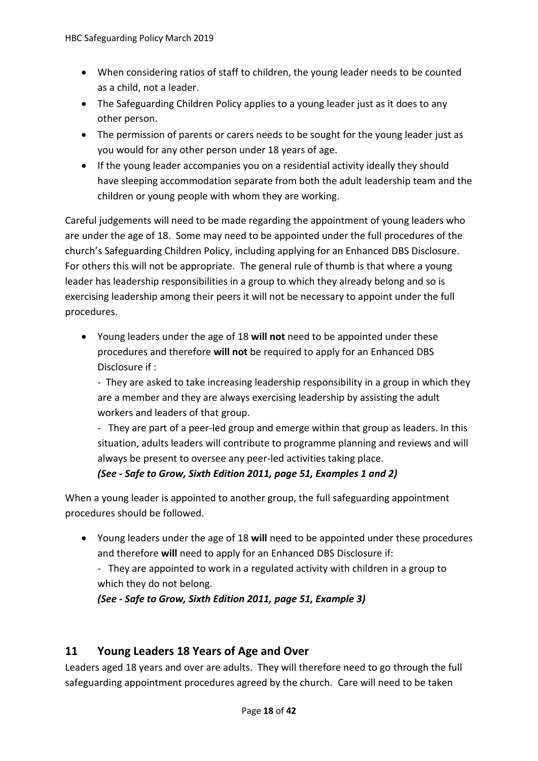- When considering ratios of staff to children, the young leader needs to be counted as a child, not a leader.
- The Safeguarding Children Policy applies to a young leader just as it does to any other person.
- The permission of parents or carers needs to be sought for the young leader just as you would for any other person under 18 years of age.
- If the young leader accompanies you on a residential activity ideally they should have sleeping accommodation separate from both the adult leadership team and the children or young people with whom they are working.

Careful judgements will need to be made regarding the appointment of young leaders who are under the age of 18. Some may need to be appointed under the full procedures of the church's Safeguarding Children Policy, including applying for an Enhanced DBS Disclosure. For others this will not be appropriate. The general rule of thumb is that where a young leader has leadership responsibilities in a group to which they already belong and so is exercising leadership among their peers it will not be necessary to appoint under the full procedures.

- Young leaders under the age of 18 **will not** need to be appointed under these procedures and therefore **will not** be required to apply for an Enhanced DBS Disclosure if :

  - They are asked to take increasing leadership responsibility in a group in which they are a member and they are always exercising leadership by assisting the adult workers and leaders of that group.

  - They are part of a peer-led group and emerge within that group as leaders. In this situation, adults leaders will contribute to programme planning and reviews and will always be present to oversee any peer-led activities taking place.

  ***(See - Safe to Grow, Sixth Edition 2011, page 51, Examples 1 and 2)***

When a young leader is appointed to another group, the full safeguarding appointment procedures should be followed.

- Young leaders under the age of 18 **will** need to be appointed under these procedures and therefore **will** need to apply for an Enhanced DBS Disclosure if:

  - They are appointed to work in a regulated activity with children in a group to which they do not belong.

  ***(See - Safe to Grow, Sixth Edition 2011, page 51, Example 3)***

## 11 Young Leaders 18 Years of Age and Over

Leaders aged 18 years and over are adults. They will therefore need to go through the full safeguarding appointment procedures agreed by the church. Care will need to be taken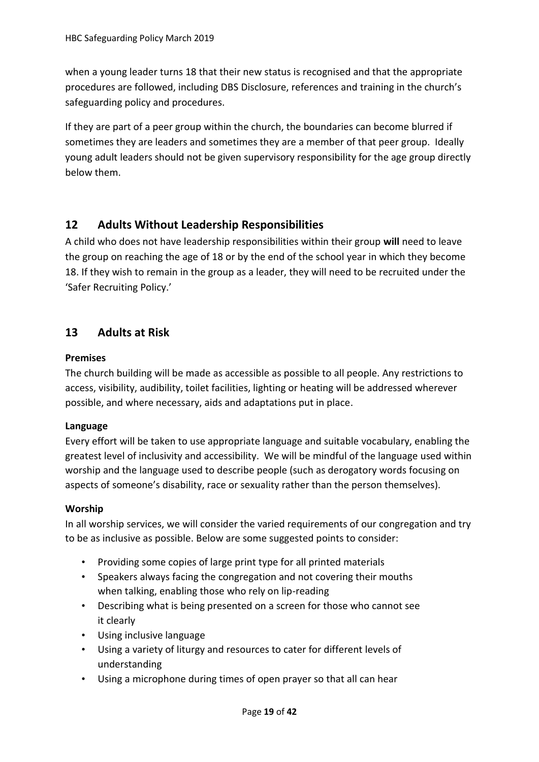when a young leader turns 18 that their new status is recognised and that the appropriate procedures are followed, including DBS Disclosure, references and training in the church's safeguarding policy and procedures.

If they are part of a peer group within the church, the boundaries can become blurred if sometimes they are leaders and sometimes they are a member of that peer group. Ideally young adult leaders should not be given supervisory responsibility for the age group directly below them.

## 12 Adults Without Leadership Responsibilities

A child who does not have leadership responsibilities within their group **will** need to leave the group on reaching the age of 18 or by the end of the school year in which they become 18. If they wish to remain in the group as a leader, they will need to be recruited under the 'Safer Recruiting Policy.'

## 13 Adults at Risk

**Premises**

The church building will be made as accessible as possible to all people. Any restrictions to access, visibility, audibility, toilet facilities, lighting or heating will be addressed wherever possible, and where necessary, aids and adaptations put in place.

**Language**

Every effort will be taken to use appropriate language and suitable vocabulary, enabling the greatest level of inclusivity and accessibility. We will be mindful of the language used within worship and the language used to describe people (such as derogatory words focusing on aspects of someone's disability, race or sexuality rather than the person themselves).

**Worship**

In all worship services, we will consider the varied requirements of our congregation and try to be as inclusive as possible. Below are some suggested points to consider:

- Providing some copies of large print type for all printed materials
- Speakers always facing the congregation and not covering their mouths when talking, enabling those who rely on lip-reading
- Describing what is being presented on a screen for those who cannot see it clearly
- Using inclusive language
- Using a variety of liturgy and resources to cater for different levels of understanding
- Using a microphone during times of open prayer so that all can hear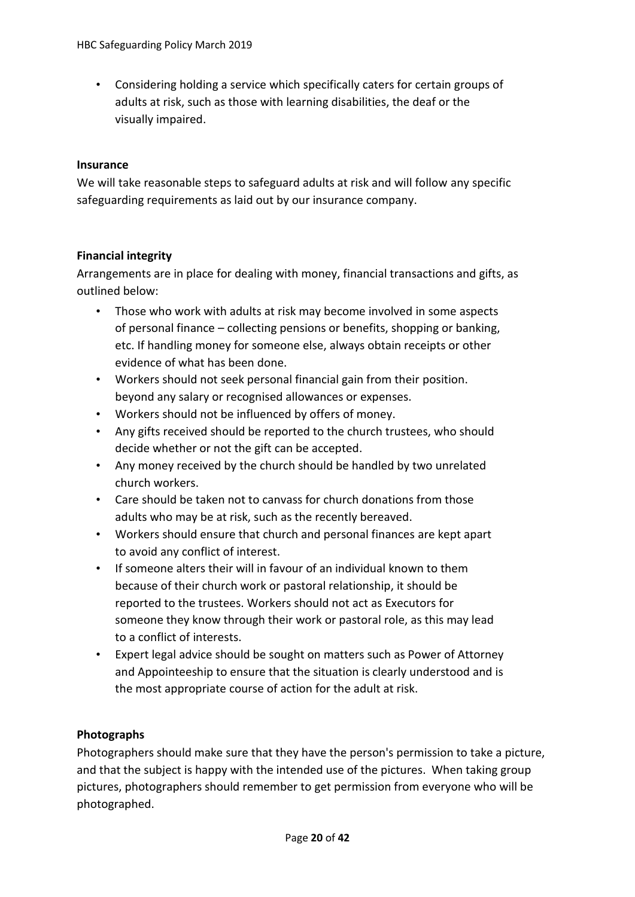- Considering holding a service which specifically caters for certain groups of adults at risk, such as those with learning disabilities, the deaf or the visually impaired.

**Insurance**

We will take reasonable steps to safeguard adults at risk and will follow any specific safeguarding requirements as laid out by our insurance company.

**Financial integrity**

Arrangements are in place for dealing with money, financial transactions and gifts, as outlined below:

- Those who work with adults at risk may become involved in some aspects of personal finance – collecting pensions or benefits, shopping or banking, etc. If handling money for someone else, always obtain receipts or other evidence of what has been done.
- Workers should not seek personal financial gain from their position. beyond any salary or recognised allowances or expenses.
- Workers should not be influenced by offers of money.
- Any gifts received should be reported to the church trustees, who should decide whether or not the gift can be accepted.
- Any money received by the church should be handled by two unrelated church workers.
- Care should be taken not to canvass for church donations from those adults who may be at risk, such as the recently bereaved.
- Workers should ensure that church and personal finances are kept apart to avoid any conflict of interest.
- If someone alters their will in favour of an individual known to them because of their church work or pastoral relationship, it should be reported to the trustees. Workers should not act as Executors for someone they know through their work or pastoral role, as this may lead to a conflict of interests.
- Expert legal advice should be sought on matters such as Power of Attorney and Appointeeship to ensure that the situation is clearly understood and is the most appropriate course of action for the adult at risk.

**Photographs**

Photographers should make sure that they have the person's permission to take a picture, and that the subject is happy with the intended use of the pictures. When taking group pictures, photographers should remember to get permission from everyone who will be photographed.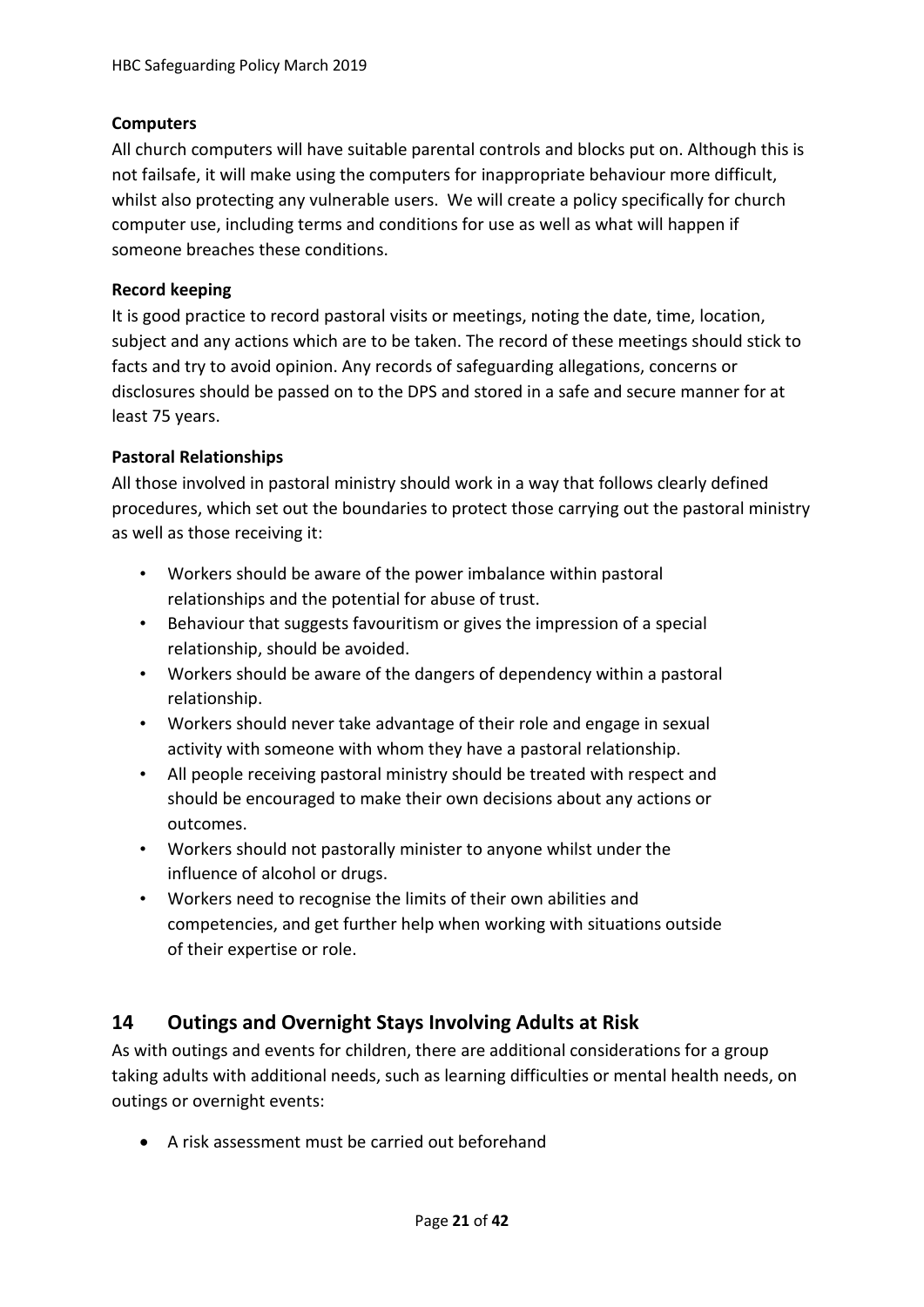**Computers**

All church computers will have suitable parental controls and blocks put on. Although this is not failsafe, it will make using the computers for inappropriate behaviour more difficult, whilst also protecting any vulnerable users. We will create a policy specifically for church computer use, including terms and conditions for use as well as what will happen if someone breaches these conditions.

**Record keeping**

It is good practice to record pastoral visits or meetings, noting the date, time, location, subject and any actions which are to be taken. The record of these meetings should stick to facts and try to avoid opinion. Any records of safeguarding allegations, concerns or disclosures should be passed on to the DPS and stored in a safe and secure manner for at least 75 years.

**Pastoral Relationships**

All those involved in pastoral ministry should work in a way that follows clearly defined procedures, which set out the boundaries to protect those carrying out the pastoral ministry as well as those receiving it:

- Workers should be aware of the power imbalance within pastoral relationships and the potential for abuse of trust.
- Behaviour that suggests favouritism or gives the impression of a special relationship, should be avoided.
- Workers should be aware of the dangers of dependency within a pastoral relationship.
- Workers should never take advantage of their role and engage in sexual activity with someone with whom they have a pastoral relationship.
- All people receiving pastoral ministry should be treated with respect and should be encouraged to make their own decisions about any actions or outcomes.
- Workers should not pastorally minister to anyone whilst under the influence of alcohol or drugs.
- Workers need to recognise the limits of their own abilities and competencies, and get further help when working with situations outside of their expertise or role.

## 14 Outings and Overnight Stays Involving Adults at Risk

As with outings and events for children, there are additional considerations for a group taking adults with additional needs, such as learning difficulties or mental health needs, on outings or overnight events:

- A risk assessment must be carried out beforehand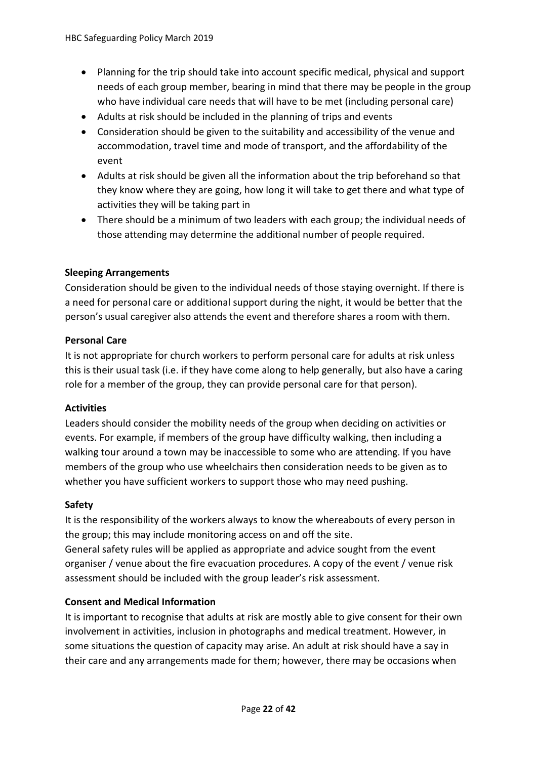- Planning for the trip should take into account specific medical, physical and support needs of each group member, bearing in mind that there may be people in the group who have individual care needs that will have to be met (including personal care)
- Adults at risk should be included in the planning of trips and events
- Consideration should be given to the suitability and accessibility of the venue and accommodation, travel time and mode of transport, and the affordability of the event
- Adults at risk should be given all the information about the trip beforehand so that they know where they are going, how long it will take to get there and what type of activities they will be taking part in
- There should be a minimum of two leaders with each group; the individual needs of those attending may determine the additional number of people required.

**Sleeping Arrangements**

Consideration should be given to the individual needs of those staying overnight. If there is a need for personal care or additional support during the night, it would be better that the person's usual caregiver also attends the event and therefore shares a room with them.

**Personal Care**

It is not appropriate for church workers to perform personal care for adults at risk unless this is their usual task (i.e. if they have come along to help generally, but also have a caring role for a member of the group, they can provide personal care for that person).

**Activities**

Leaders should consider the mobility needs of the group when deciding on activities or events. For example, if members of the group have difficulty walking, then including a walking tour around a town may be inaccessible to some who are attending. If you have members of the group who use wheelchairs then consideration needs to be given as to whether you have sufficient workers to support those who may need pushing.

**Safety**

It is the responsibility of the workers always to know the whereabouts of every person in the group; this may include monitoring access on and off the site.
General safety rules will be applied as appropriate and advice sought from the event organiser / venue about the fire evacuation procedures. A copy of the event / venue risk assessment should be included with the group leader's risk assessment.

**Consent and Medical Information**

It is important to recognise that adults at risk are mostly able to give consent for their own involvement in activities, inclusion in photographs and medical treatment. However, in some situations the question of capacity may arise. An adult at risk should have a say in their care and any arrangements made for them; however, there may be occasions when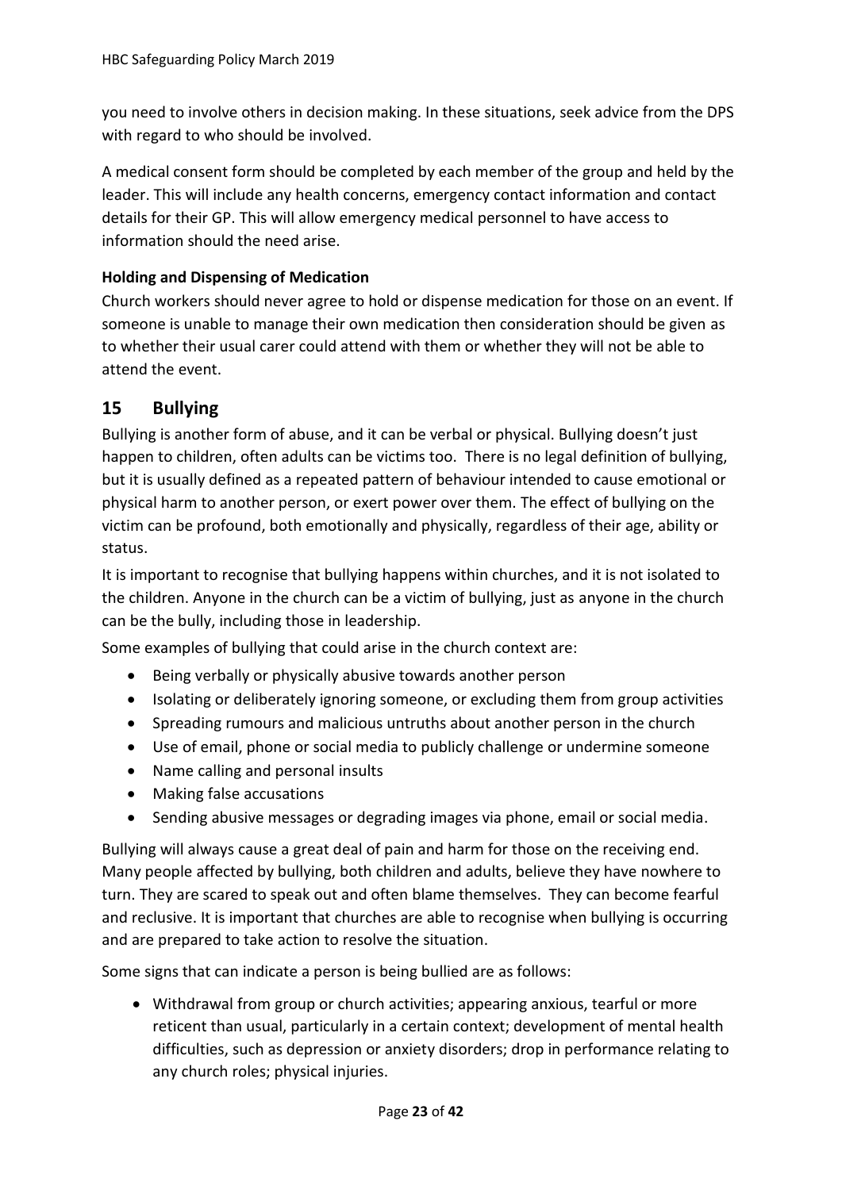you need to involve others in decision making. In these situations, seek advice from the DPS with regard to who should be involved.

A medical consent form should be completed by each member of the group and held by the leader. This will include any health concerns, emergency contact information and contact details for their GP. This will allow emergency medical personnel to have access to information should the need arise.

**Holding and Dispensing of Medication**

Church workers should never agree to hold or dispense medication for those on an event. If someone is unable to manage their own medication then consideration should be given as to whether their usual carer could attend with them or whether they will not be able to attend the event.

## 15 Bullying

Bullying is another form of abuse, and it can be verbal or physical. Bullying doesn't just happen to children, often adults can be victims too. There is no legal definition of bullying, but it is usually defined as a repeated pattern of behaviour intended to cause emotional or physical harm to another person, or exert power over them. The effect of bullying on the victim can be profound, both emotionally and physically, regardless of their age, ability or status.

It is important to recognise that bullying happens within churches, and it is not isolated to the children. Anyone in the church can be a victim of bullying, just as anyone in the church can be the bully, including those in leadership.

Some examples of bullying that could arise in the church context are:

- Being verbally or physically abusive towards another person
- Isolating or deliberately ignoring someone, or excluding them from group activities
- Spreading rumours and malicious untruths about another person in the church
- Use of email, phone or social media to publicly challenge or undermine someone
- Name calling and personal insults
- Making false accusations
- Sending abusive messages or degrading images via phone, email or social media.

Bullying will always cause a great deal of pain and harm for those on the receiving end. Many people affected by bullying, both children and adults, believe they have nowhere to turn. They are scared to speak out and often blame themselves. They can become fearful and reclusive. It is important that churches are able to recognise when bullying is occurring and are prepared to take action to resolve the situation.

Some signs that can indicate a person is being bullied are as follows:

- Withdrawal from group or church activities; appearing anxious, tearful or more reticent than usual, particularly in a certain context; development of mental health difficulties, such as depression or anxiety disorders; drop in performance relating to any church roles; physical injuries.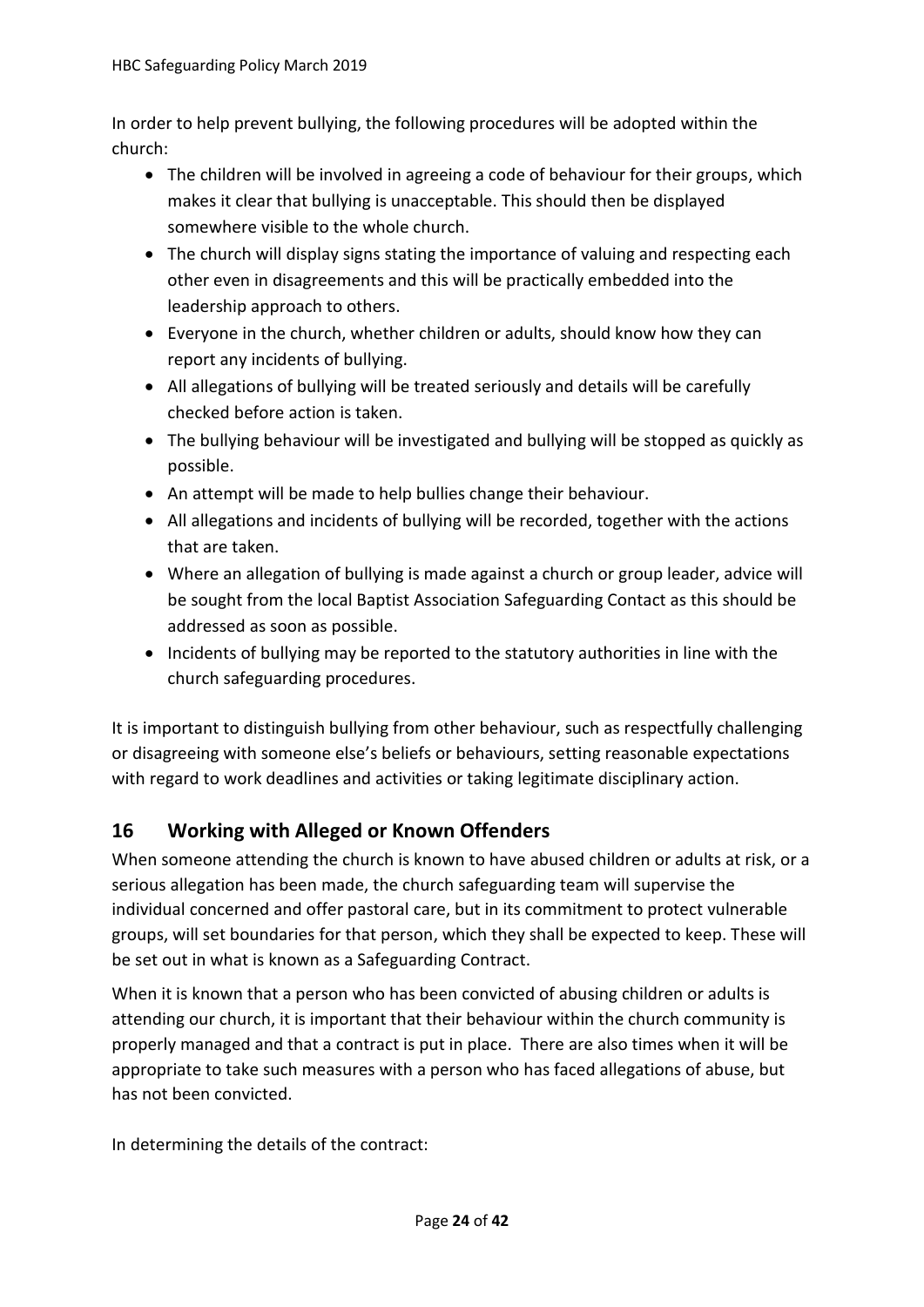In order to help prevent bullying, the following procedures will be adopted within the church:

- The children will be involved in agreeing a code of behaviour for their groups, which makes it clear that bullying is unacceptable. This should then be displayed somewhere visible to the whole church.
- The church will display signs stating the importance of valuing and respecting each other even in disagreements and this will be practically embedded into the leadership approach to others.
- Everyone in the church, whether children or adults, should know how they can report any incidents of bullying.
- All allegations of bullying will be treated seriously and details will be carefully checked before action is taken.
- The bullying behaviour will be investigated and bullying will be stopped as quickly as possible.
- An attempt will be made to help bullies change their behaviour.
- All allegations and incidents of bullying will be recorded, together with the actions that are taken.
- Where an allegation of bullying is made against a church or group leader, advice will be sought from the local Baptist Association Safeguarding Contact as this should be addressed as soon as possible.
- Incidents of bullying may be reported to the statutory authorities in line with the church safeguarding procedures.

It is important to distinguish bullying from other behaviour, such as respectfully challenging or disagreeing with someone else's beliefs or behaviours, setting reasonable expectations with regard to work deadlines and activities or taking legitimate disciplinary action.

## 16 Working with Alleged or Known Offenders

When someone attending the church is known to have abused children or adults at risk, or a serious allegation has been made, the church safeguarding team will supervise the individual concerned and offer pastoral care, but in its commitment to protect vulnerable groups, will set boundaries for that person, which they shall be expected to keep. These will be set out in what is known as a Safeguarding Contract.

When it is known that a person who has been convicted of abusing children or adults is attending our church, it is important that their behaviour within the church community is properly managed and that a contract is put in place. There are also times when it will be appropriate to take such measures with a person who has faced allegations of abuse, but has not been convicted.

In determining the details of the contract: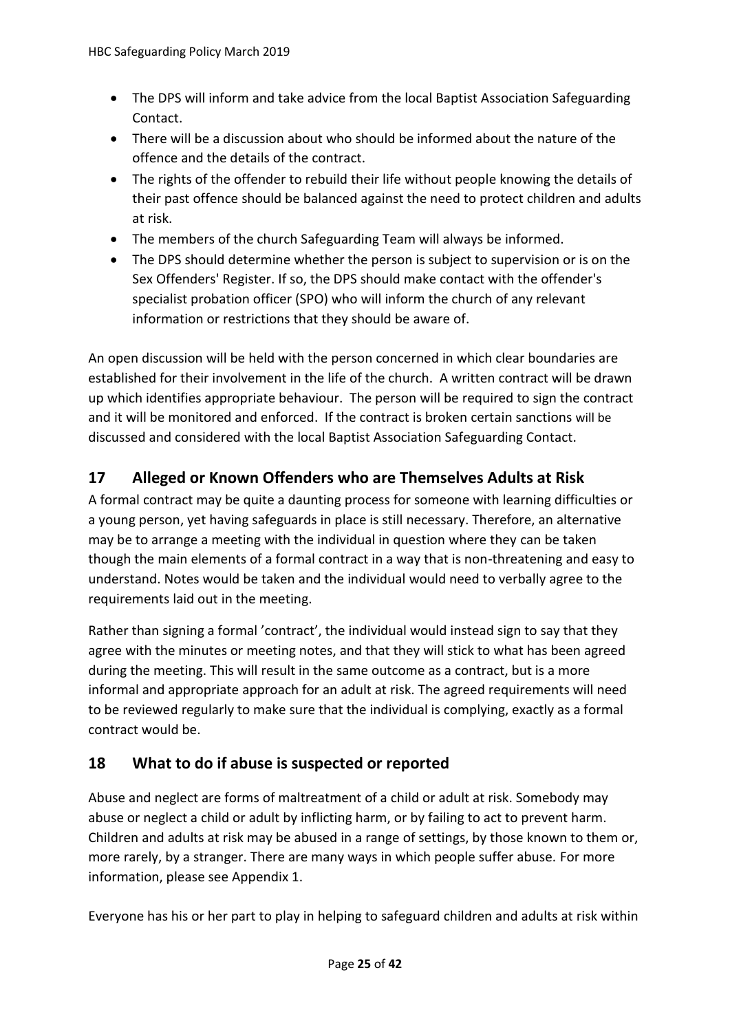- The DPS will inform and take advice from the local Baptist Association Safeguarding Contact.
- There will be a discussion about who should be informed about the nature of the offence and the details of the contract.
- The rights of the offender to rebuild their life without people knowing the details of their past offence should be balanced against the need to protect children and adults at risk.
- The members of the church Safeguarding Team will always be informed.
- The DPS should determine whether the person is subject to supervision or is on the Sex Offenders' Register. If so, the DPS should make contact with the offender's specialist probation officer (SPO) who will inform the church of any relevant information or restrictions that they should be aware of.

An open discussion will be held with the person concerned in which clear boundaries are established for their involvement in the life of the church. A written contract will be drawn up which identifies appropriate behaviour. The person will be required to sign the contract and it will be monitored and enforced. If the contract is broken certain sanctions will be discussed and considered with the local Baptist Association Safeguarding Contact.

## 17 Alleged or Known Offenders who are Themselves Adults at Risk

A formal contract may be quite a daunting process for someone with learning difficulties or a young person, yet having safeguards in place is still necessary. Therefore, an alternative may be to arrange a meeting with the individual in question where they can be taken though the main elements of a formal contract in a way that is non-threatening and easy to understand. Notes would be taken and the individual would need to verbally agree to the requirements laid out in the meeting.

Rather than signing a formal 'contract', the individual would instead sign to say that they agree with the minutes or meeting notes, and that they will stick to what has been agreed during the meeting. This will result in the same outcome as a contract, but is a more informal and appropriate approach for an adult at risk. The agreed requirements will need to be reviewed regularly to make sure that the individual is complying, exactly as a formal contract would be.

## 18 What to do if abuse is suspected or reported

Abuse and neglect are forms of maltreatment of a child or adult at risk. Somebody may abuse or neglect a child or adult by inflicting harm, or by failing to act to prevent harm. Children and adults at risk may be abused in a range of settings, by those known to them or, more rarely, by a stranger. There are many ways in which people suffer abuse. For more information, please see Appendix 1.

Everyone has his or her part to play in helping to safeguard children and adults at risk within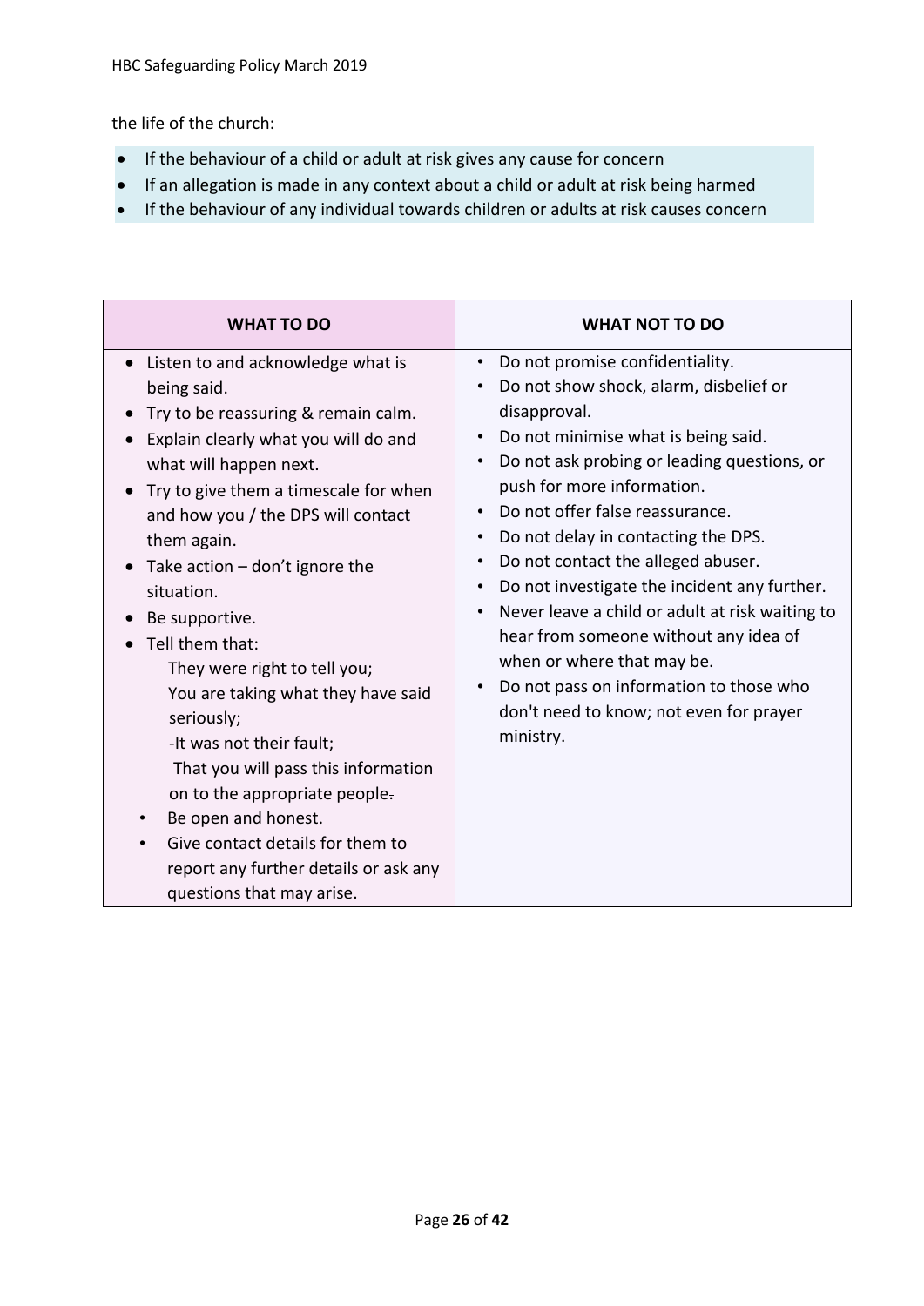the life of the church:

- If the behaviour of a child or adult at risk gives any cause for concern
- If an allegation is made in any context about a child or adult at risk being harmed
- If the behaviour of any individual towards children or adults at risk causes concern

| WHAT TO DO | WHAT NOT TO DO |
| --- | --- |
| • Listen to and acknowledge what is being said.<br>• Try to be reassuring & remain calm.<br>• Explain clearly what you will do and what will happen next.<br>• Try to give them a timescale for when and how you / the DPS will contact them again.<br>• Take action – don't ignore the situation.<br>• Be supportive.<br>• Tell them that:<br>They were right to tell you;<br>You are taking what they have said seriously;<br>-It was not their fault;<br>That you will pass this information on to the appropriate people.<br>• Be open and honest.<br>• Give contact details for them to report any further details or ask any questions that may arise. | • Do not promise confidentiality.<br>• Do not show shock, alarm, disbelief or disapproval.<br>• Do not minimise what is being said.<br>• Do not ask probing or leading questions, or push for more information.<br>• Do not offer false reassurance.<br>• Do not delay in contacting the DPS.<br>• Do not contact the alleged abuser.<br>• Do not investigate the incident any further.<br>• Never leave a child or adult at risk waiting to hear from someone without any idea of when or where that may be.<br>• Do not pass on information to those who don't need to know; not even for prayer ministry. |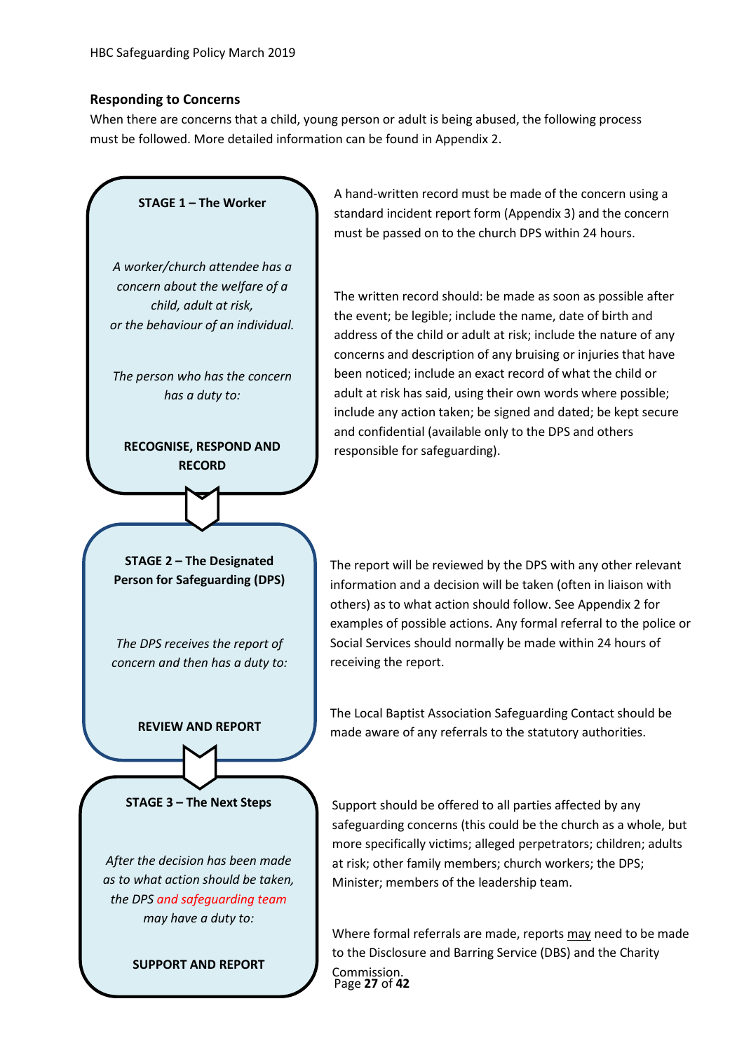## Responding to Concerns

When there are concerns that a child, young person or adult is being abused, the following process must be followed. More detailed information can be found in Appendix 2.

### STAGE 1 – The Worker

*A worker/church attendee has a concern about the welfare of a child, adult at risk, or the behaviour of an individual.*

*The person who has the concern has a duty to:*

**RECOGNISE, RESPOND AND RECORD**

A hand-written record must be made of the concern using a standard incident report form (Appendix 3) and the concern must be passed on to the church DPS within 24 hours.

The written record should: be made as soon as possible after the event; be legible; include the name, date of birth and address of the child or adult at risk; include the nature of any concerns and description of any bruising or injuries that have been noticed; include an exact record of what the child or adult at risk has said, using their own words where possible; include any action taken; be signed and dated; be kept secure and confidential (available only to the DPS and others responsible for safeguarding).

### STAGE 2 – The Designated Person for Safeguarding (DPS)

*The DPS receives the report of concern and then has a duty to:*

**REVIEW AND REPORT**

The report will be reviewed by the DPS with any other relevant information and a decision will be taken (often in liaison with others) as to what action should follow. See Appendix 2 for examples of possible actions. Any formal referral to the police or Social Services should normally be made within 24 hours of receiving the report.

The Local Baptist Association Safeguarding Contact should be made aware of any referrals to the statutory authorities.

### STAGE 3 – The Next Steps

*After the decision has been made as to what action should be taken, the DPS and safeguarding team may have a duty to:*

**SUPPORT AND REPORT**

Support should be offered to all parties affected by any safeguarding concerns (this could be the church as a whole, but more specifically victims; alleged perpetrators; children; adults at risk; other family members; church workers; the DPS; Minister; members of the leadership team.

Where formal referrals are made, reports may need to be made to the Disclosure and Barring Service (DBS) and the Charity Commission.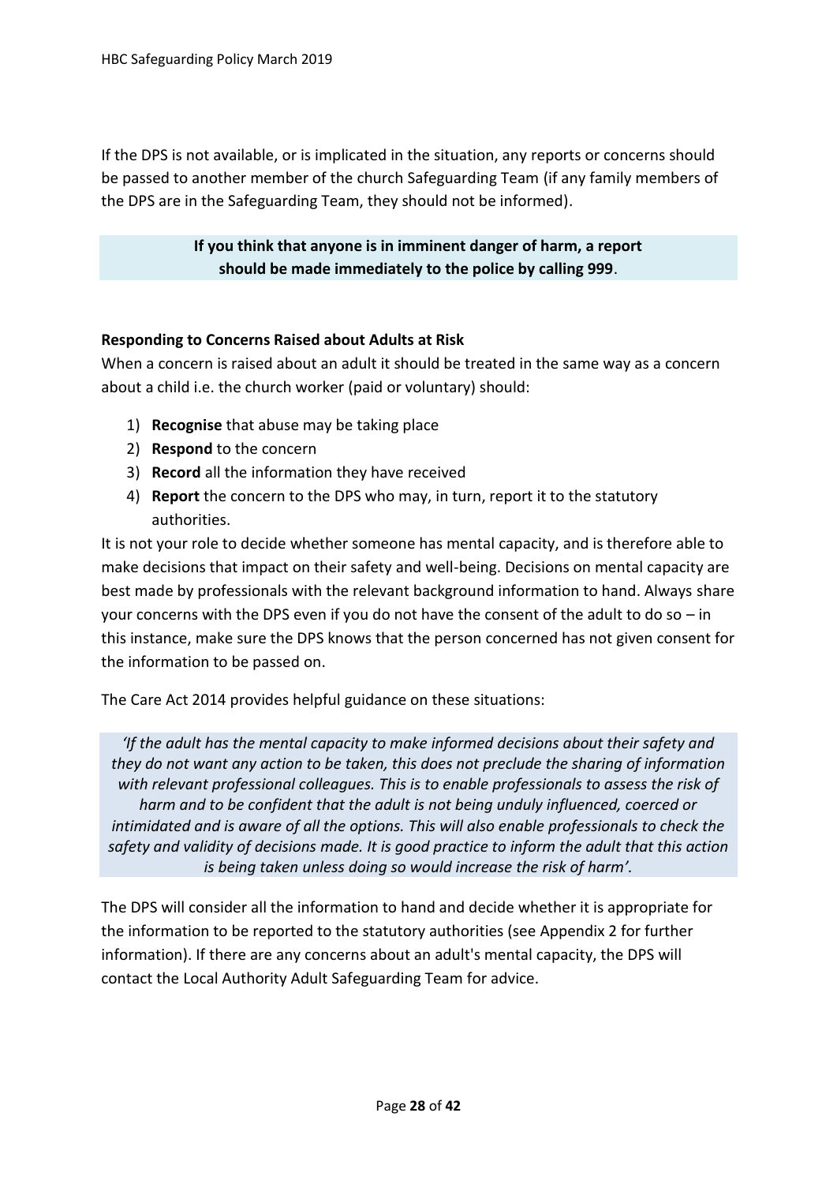If the DPS is not available, or is implicated in the situation, any reports or concerns should be passed to another member of the church Safeguarding Team (if any family members of the DPS are in the Safeguarding Team, they should not be informed).

**If you think that anyone is in imminent danger of harm, a report should be made immediately to the police by calling 999**.

**Responding to Concerns Raised about Adults at Risk**

When a concern is raised about an adult it should be treated in the same way as a concern about a child i.e. the church worker (paid or voluntary) should:

1) **Recognise** that abuse may be taking place
2) **Respond** to the concern
3) **Record** all the information they have received
4) **Report** the concern to the DPS who may, in turn, report it to the statutory authorities.

It is not your role to decide whether someone has mental capacity, and is therefore able to make decisions that impact on their safety and well-being. Decisions on mental capacity are best made by professionals with the relevant background information to hand. Always share your concerns with the DPS even if you do not have the consent of the adult to do so – in this instance, make sure the DPS knows that the person concerned has not given consent for the information to be passed on.

The Care Act 2014 provides helpful guidance on these situations:

*'If the adult has the mental capacity to make informed decisions about their safety and they do not want any action to be taken, this does not preclude the sharing of information with relevant professional colleagues. This is to enable professionals to assess the risk of harm and to be confident that the adult is not being unduly influenced, coerced or intimidated and is aware of all the options. This will also enable professionals to check the safety and validity of decisions made. It is good practice to inform the adult that this action is being taken unless doing so would increase the risk of harm'.*

The DPS will consider all the information to hand and decide whether it is appropriate for the information to be reported to the statutory authorities (see Appendix 2 for further information). If there are any concerns about an adult's mental capacity, the DPS will contact the Local Authority Adult Safeguarding Team for advice.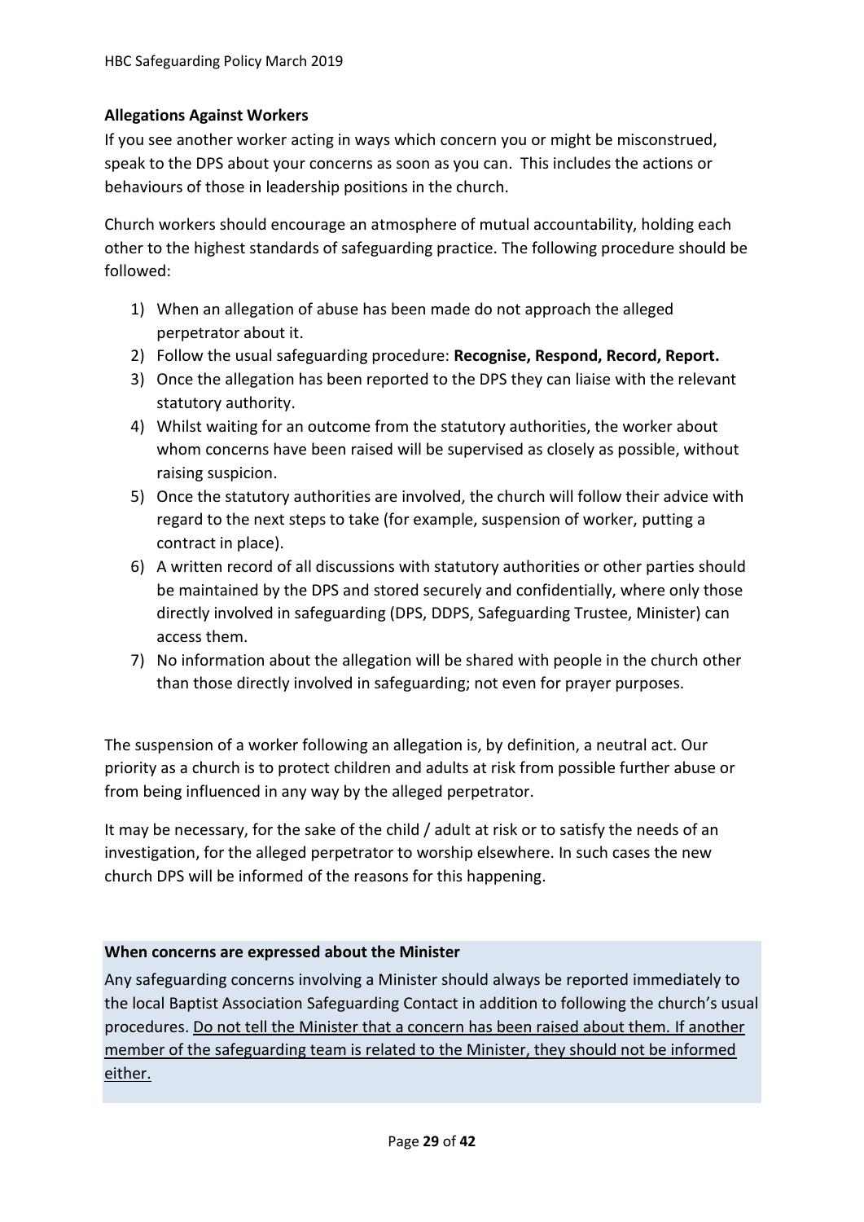**Allegations Against Workers**

If you see another worker acting in ways which concern you or might be misconstrued, speak to the DPS about your concerns as soon as you can. This includes the actions or behaviours of those in leadership positions in the church.

Church workers should encourage an atmosphere of mutual accountability, holding each other to the highest standards of safeguarding practice. The following procedure should be followed:

1) When an allegation of abuse has been made do not approach the alleged perpetrator about it.
2) Follow the usual safeguarding procedure: **Recognise, Respond, Record, Report.**
3) Once the allegation has been reported to the DPS they can liaise with the relevant statutory authority.
4) Whilst waiting for an outcome from the statutory authorities, the worker about whom concerns have been raised will be supervised as closely as possible, without raising suspicion.
5) Once the statutory authorities are involved, the church will follow their advice with regard to the next steps to take (for example, suspension of worker, putting a contract in place).
6) A written record of all discussions with statutory authorities or other parties should be maintained by the DPS and stored securely and confidentially, where only those directly involved in safeguarding (DPS, DDPS, Safeguarding Trustee, Minister) can access them.
7) No information about the allegation will be shared with people in the church other than those directly involved in safeguarding; not even for prayer purposes.

The suspension of a worker following an allegation is, by definition, a neutral act. Our priority as a church is to protect children and adults at risk from possible further abuse or from being influenced in any way by the alleged perpetrator.

It may be necessary, for the sake of the child / adult at risk or to satisfy the needs of an investigation, for the alleged perpetrator to worship elsewhere. In such cases the new church DPS will be informed of the reasons for this happening.

**When concerns are expressed about the Minister**

Any safeguarding concerns involving a Minister should always be reported immediately to the local Baptist Association Safeguarding Contact in addition to following the church's usual procedures. <u>Do not tell the Minister that a concern has been raised about them. If another member of the safeguarding team is related to the Minister, they should not be informed either.</u>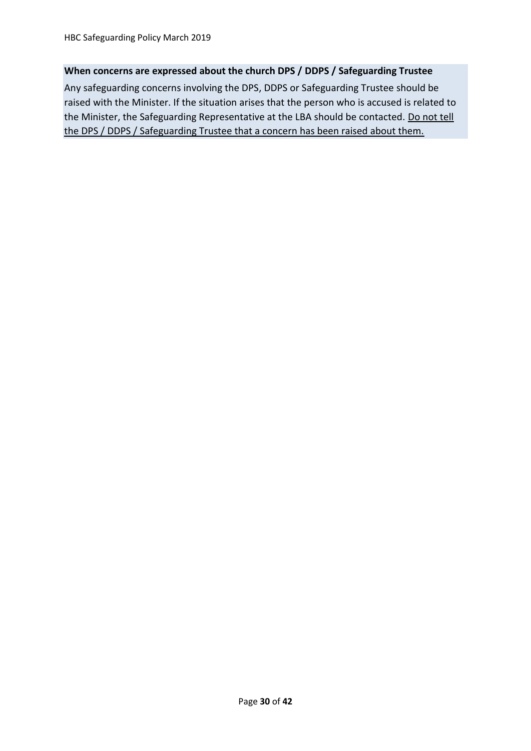**When concerns are expressed about the church DPS / DDPS / Safeguarding Trustee**

Any safeguarding concerns involving the DPS, DDPS or Safeguarding Trustee should be raised with the Minister. If the situation arises that the person who is accused is related to the Minister, the Safeguarding Representative at the LBA should be contacted. Do not tell the DPS / DDPS / Safeguarding Trustee that a concern has been raised about them.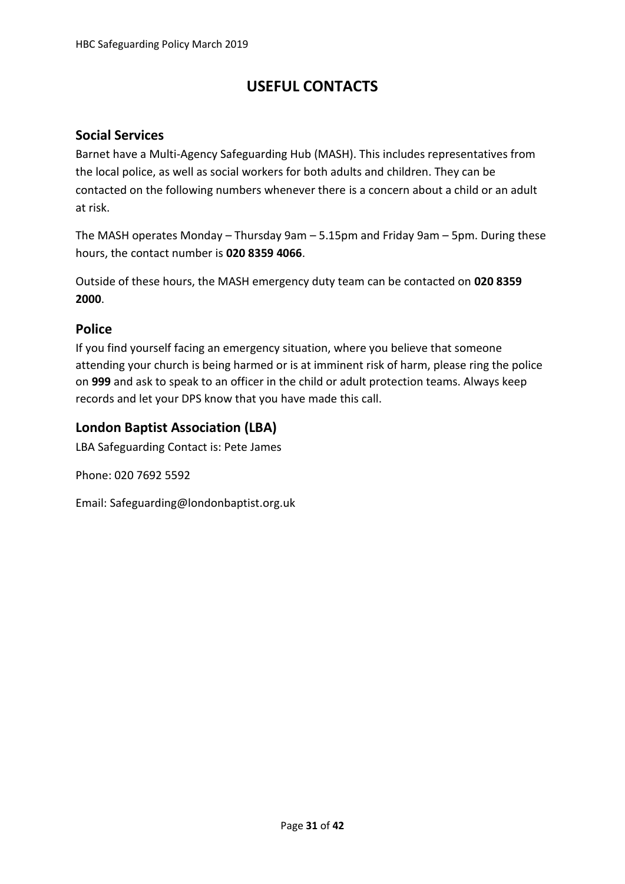# USEFUL CONTACTS

## Social Services

Barnet have a Multi-Agency Safeguarding Hub (MASH). This includes representatives from the local police, as well as social workers for both adults and children. They can be contacted on the following numbers whenever there is a concern about a child or an adult at risk.

The MASH operates Monday – Thursday 9am – 5.15pm and Friday 9am – 5pm. During these hours, the contact number is **020 8359 4066**.

Outside of these hours, the MASH emergency duty team can be contacted on **020 8359 2000**.

## Police

If you find yourself facing an emergency situation, where you believe that someone attending your church is being harmed or is at imminent risk of harm, please ring the police on **999** and ask to speak to an officer in the child or adult protection teams. Always keep records and let your DPS know that you have made this call.

## London Baptist Association (LBA)

LBA Safeguarding Contact is: Pete James

Phone: 020 7692 5592

Email: Safeguarding@londonbaptist.org.uk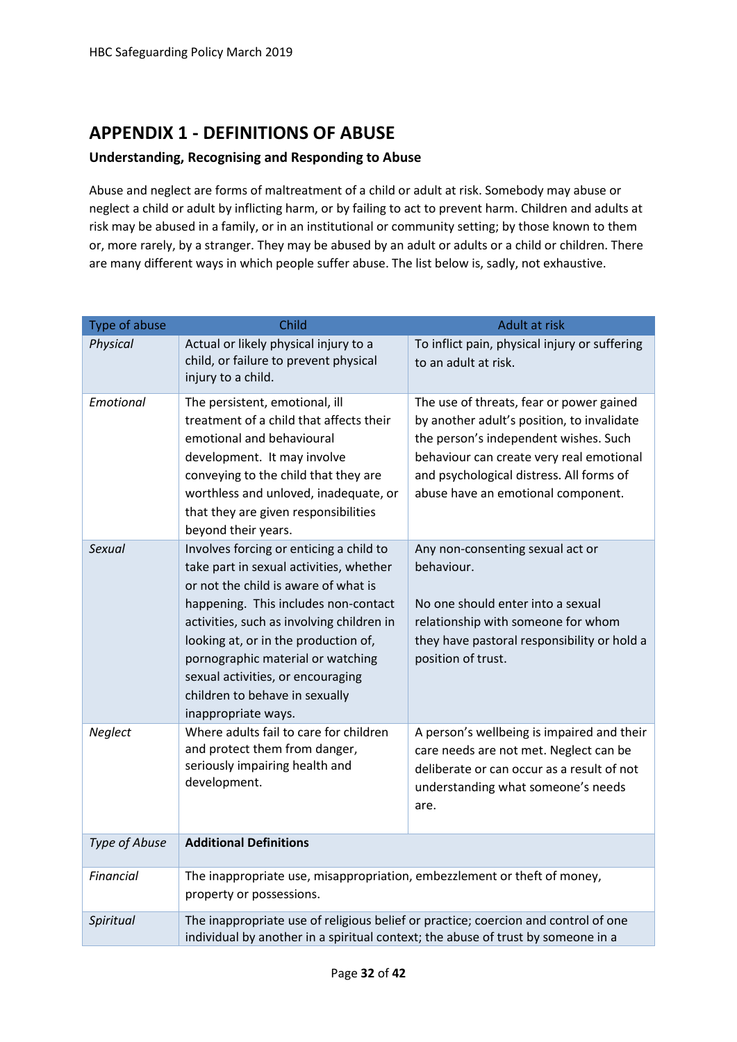## APPENDIX 1 - DEFINITIONS OF ABUSE

### Understanding, Recognising and Responding to Abuse

Abuse and neglect are forms of maltreatment of a child or adult at risk. Somebody may abuse or neglect a child or adult by inflicting harm, or by failing to act to prevent harm. Children and adults at risk may be abused in a family, or in an institutional or community setting; by those known to them or, more rarely, by a stranger. They may be abused by an adult or adults or a child or children. There are many different ways in which people suffer abuse. The list below is, sadly, not exhaustive.

| Type of abuse | Child | Adult at risk |
|---|---|---|
| *Physical* | Actual or likely physical injury to a child, or failure to prevent physical injury to a child. | To inflict pain, physical injury or suffering to an adult at risk. |
| *Emotional* | The persistent, emotional, ill treatment of a child that affects their emotional and behavioural development. It may involve conveying to the child that they are worthless and unloved, inadequate, or that they are given responsibilities beyond their years. | The use of threats, fear or power gained by another adult's position, to invalidate the person's independent wishes. Such behaviour can create very real emotional and psychological distress. All forms of abuse have an emotional component. |
| *Sexual* | Involves forcing or enticing a child to take part in sexual activities, whether or not the child is aware of what is happening. This includes non-contact activities, such as involving children in looking at, or in the production of, pornographic material or watching sexual activities, or encouraging children to behave in sexually inappropriate ways. | Any non-consenting sexual act or behaviour.<br><br>No one should enter into a sexual relationship with someone for whom they have pastoral responsibility or hold a position of trust. |
| *Neglect* | Where adults fail to care for children and protect them from danger, seriously impairing health and development. | A person's wellbeing is impaired and their care needs are not met. Neglect can be deliberate or can occur as a result of not understanding what someone's needs are. |
| *Type of Abuse* | **Additional Definitions** | |
| *Financial* | The inappropriate use, misappropriation, embezzlement or theft of money, property or possessions. | |
| *Spiritual* | The inappropriate use of religious belief or practice; coercion and control of one individual by another in a spiritual context; the abuse of trust by someone in a | |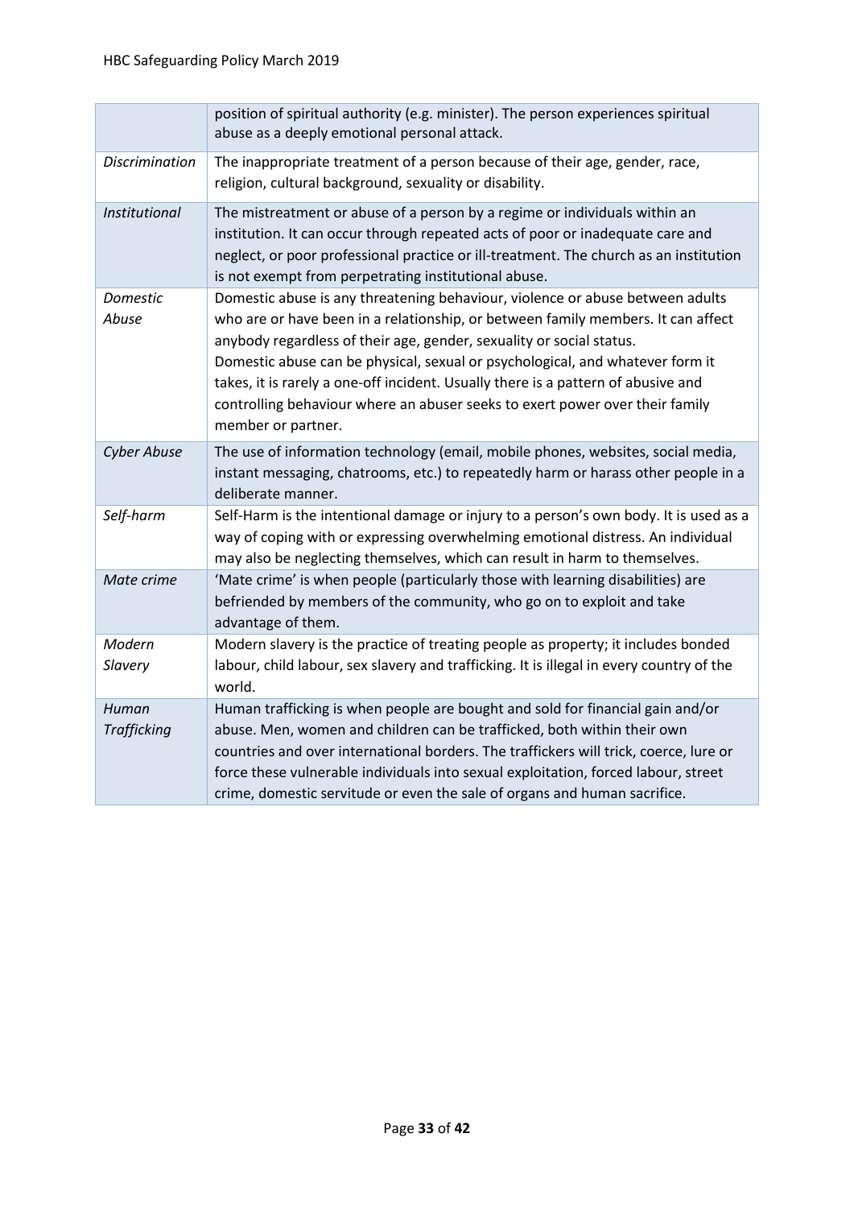|  |  |
|---|---|
|  | position of spiritual authority (e.g. minister). The person experiences spiritual abuse as a deeply emotional personal attack. |
| *Discrimination* | The inappropriate treatment of a person because of their age, gender, race, religion, cultural background, sexuality or disability. |
| *Institutional* | The mistreatment or abuse of a person by a regime or individuals within an institution. It can occur through repeated acts of poor or inadequate care and neglect, or poor professional practice or ill-treatment. The church as an institution is not exempt from perpetrating institutional abuse. |
| *Domestic Abuse* | Domestic abuse is any threatening behaviour, violence or abuse between adults who are or have been in a relationship, or between family members. It can affect anybody regardless of their age, gender, sexuality or social status. Domestic abuse can be physical, sexual or psychological, and whatever form it takes, it is rarely a one-off incident. Usually there is a pattern of abusive and controlling behaviour where an abuser seeks to exert power over their family member or partner. |
| *Cyber Abuse* | The use of information technology (email, mobile phones, websites, social media, instant messaging, chatrooms, etc.) to repeatedly harm or harass other people in a deliberate manner. |
| *Self-harm* | Self-Harm is the intentional damage or injury to a person's own body. It is used as a way of coping with or expressing overwhelming emotional distress. An individual may also be neglecting themselves, which can result in harm to themselves. |
| *Mate crime* | 'Mate crime' is when people (particularly those with learning disabilities) are befriended by members of the community, who go on to exploit and take advantage of them. |
| *Modern Slavery* | Modern slavery is the practice of treating people as property; it includes bonded labour, child labour, sex slavery and trafficking. It is illegal in every country of the world. |
| *Human Trafficking* | Human trafficking is when people are bought and sold for financial gain and/or abuse. Men, women and children can be trafficked, both within their own countries and over international borders. The traffickers will trick, coerce, lure or force these vulnerable individuals into sexual exploitation, forced labour, street crime, domestic servitude or even the sale of organs and human sacrifice. |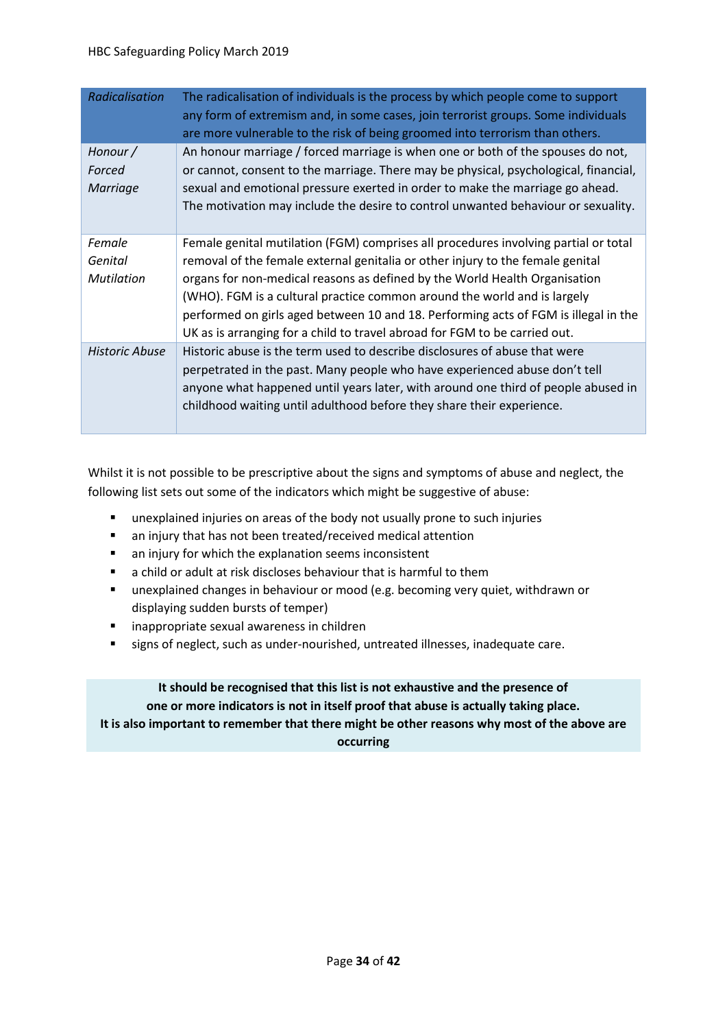| *Radicalisation* | The radicalisation of individuals is the process by which people come to support any form of extremism and, in some cases, join terrorist groups. Some individuals are more vulnerable to the risk of being groomed into terrorism than others. |
|---|---|
| *Honour / Forced Marriage* | An honour marriage / forced marriage is when one or both of the spouses do not, or cannot, consent to the marriage. There may be physical, psychological, financial, sexual and emotional pressure exerted in order to make the marriage go ahead. The motivation may include the desire to control unwanted behaviour or sexuality. |
| *Female Genital Mutilation* | Female genital mutilation (FGM) comprises all procedures involving partial or total removal of the female external genitalia or other injury to the female genital organs for non-medical reasons as defined by the World Health Organisation (WHO). FGM is a cultural practice common around the world and is largely performed on girls aged between 10 and 18. Performing acts of FGM is illegal in the UK as is arranging for a child to travel abroad for FGM to be carried out. |
| *Historic Abuse* | Historic abuse is the term used to describe disclosures of abuse that were perpetrated in the past. Many people who have experienced abuse don't tell anyone what happened until years later, with around one third of people abused in childhood waiting until adulthood before they share their experience. |

Whilst it is not possible to be prescriptive about the signs and symptoms of abuse and neglect, the following list sets out some of the indicators which might be suggestive of abuse:

- unexplained injuries on areas of the body not usually prone to such injuries
- an injury that has not been treated/received medical attention
- an injury for which the explanation seems inconsistent
- a child or adult at risk discloses behaviour that is harmful to them
- unexplained changes in behaviour or mood (e.g. becoming very quiet, withdrawn or displaying sudden bursts of temper)
- inappropriate sexual awareness in children
- signs of neglect, such as under-nourished, untreated illnesses, inadequate care.

**It should be recognised that this list is not exhaustive and the presence of one or more indicators is not in itself proof that abuse is actually taking place. It is also important to remember that there might be other reasons why most of the above are occurring**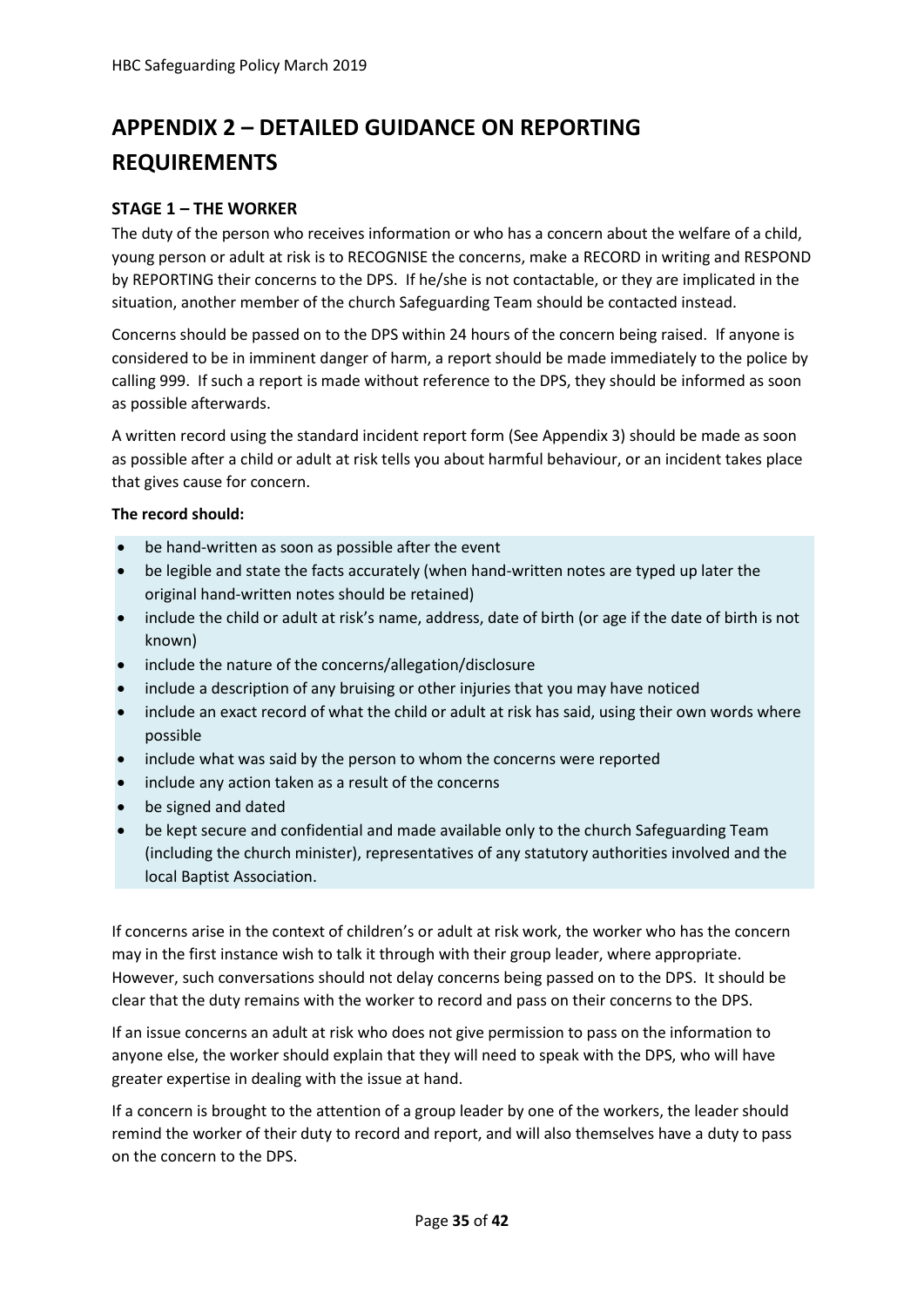# APPENDIX 2 – DETAILED GUIDANCE ON REPORTING REQUIREMENTS

### STAGE 1 – THE WORKER

The duty of the person who receives information or who has a concern about the welfare of a child, young person or adult at risk is to RECOGNISE the concerns, make a RECORD in writing and RESPOND by REPORTING their concerns to the DPS. If he/she is not contactable, or they are implicated in the situation, another member of the church Safeguarding Team should be contacted instead.

Concerns should be passed on to the DPS within 24 hours of the concern being raised. If anyone is considered to be in imminent danger of harm, a report should be made immediately to the police by calling 999. If such a report is made without reference to the DPS, they should be informed as soon as possible afterwards.

A written record using the standard incident report form (See Appendix 3) should be made as soon as possible after a child or adult at risk tells you about harmful behaviour, or an incident takes place that gives cause for concern.

**The record should:**

- be hand-written as soon as possible after the event
- be legible and state the facts accurately (when hand-written notes are typed up later the original hand-written notes should be retained)
- include the child or adult at risk's name, address, date of birth (or age if the date of birth is not known)
- include the nature of the concerns/allegation/disclosure
- include a description of any bruising or other injuries that you may have noticed
- include an exact record of what the child or adult at risk has said, using their own words where possible
- include what was said by the person to whom the concerns were reported
- include any action taken as a result of the concerns
- be signed and dated
- be kept secure and confidential and made available only to the church Safeguarding Team (including the church minister), representatives of any statutory authorities involved and the local Baptist Association.

If concerns arise in the context of children's or adult at risk work, the worker who has the concern may in the first instance wish to talk it through with their group leader, where appropriate. However, such conversations should not delay concerns being passed on to the DPS. It should be clear that the duty remains with the worker to record and pass on their concerns to the DPS.

If an issue concerns an adult at risk who does not give permission to pass on the information to anyone else, the worker should explain that they will need to speak with the DPS, who will have greater expertise in dealing with the issue at hand.

If a concern is brought to the attention of a group leader by one of the workers, the leader should remind the worker of their duty to record and report, and will also themselves have a duty to pass on the concern to the DPS.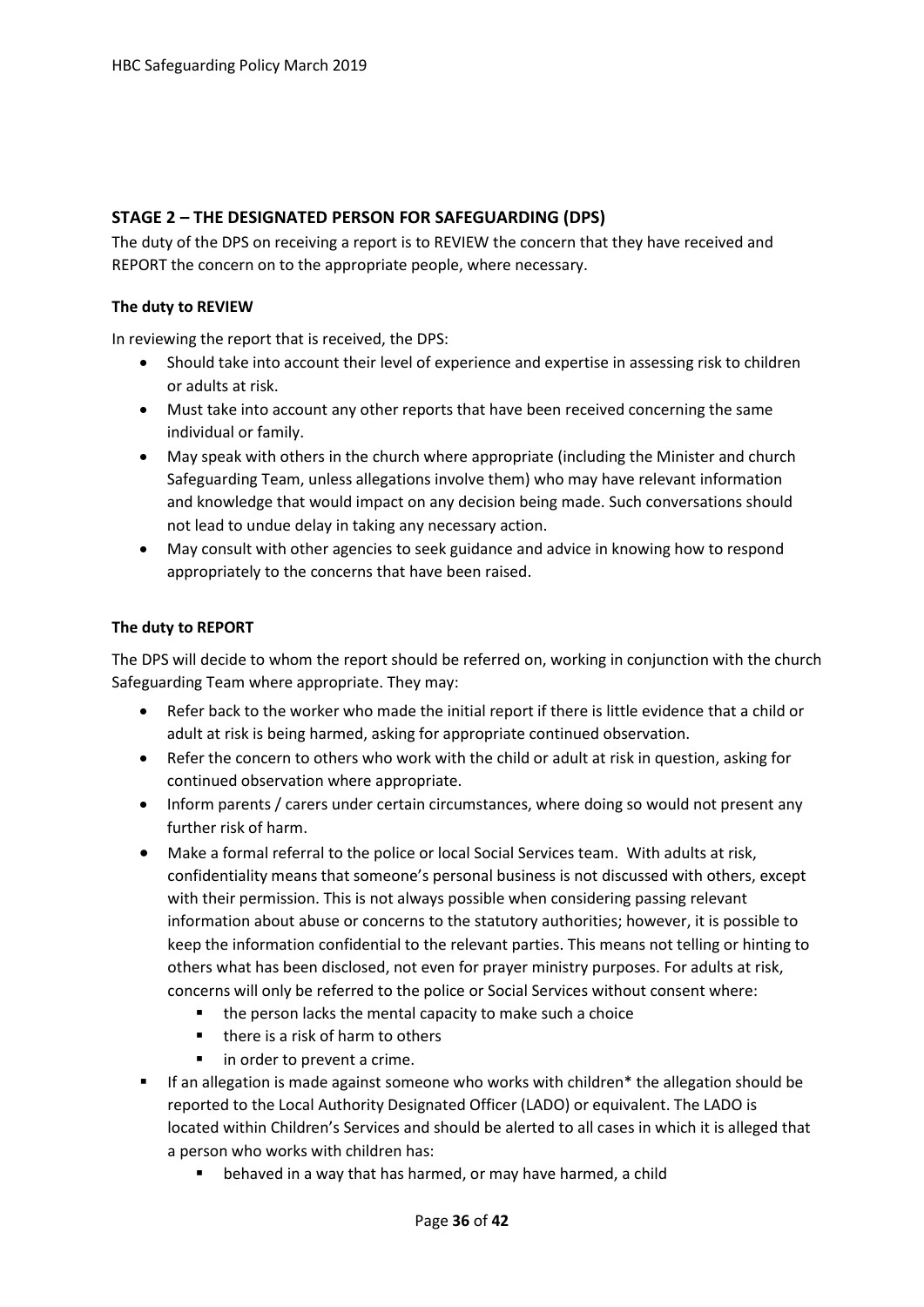## STAGE 2 – THE DESIGNATED PERSON FOR SAFEGUARDING (DPS)

The duty of the DPS on receiving a report is to REVIEW the concern that they have received and REPORT the concern on to the appropriate people, where necessary.

**The duty to REVIEW**

In reviewing the report that is received, the DPS:

- Should take into account their level of experience and expertise in assessing risk to children or adults at risk.
- Must take into account any other reports that have been received concerning the same individual or family.
- May speak with others in the church where appropriate (including the Minister and church Safeguarding Team, unless allegations involve them) who may have relevant information and knowledge that would impact on any decision being made. Such conversations should not lead to undue delay in taking any necessary action.
- May consult with other agencies to seek guidance and advice in knowing how to respond appropriately to the concerns that have been raised.

**The duty to REPORT**

The DPS will decide to whom the report should be referred on, working in conjunction with the church Safeguarding Team where appropriate. They may:

- Refer back to the worker who made the initial report if there is little evidence that a child or adult at risk is being harmed, asking for appropriate continued observation.
- Refer the concern to others who work with the child or adult at risk in question, asking for continued observation where appropriate.
- Inform parents / carers under certain circumstances, where doing so would not present any further risk of harm.
- Make a formal referral to the police or local Social Services team. With adults at risk, confidentiality means that someone's personal business is not discussed with others, except with their permission. This is not always possible when considering passing relevant information about abuse or concerns to the statutory authorities; however, it is possible to keep the information confidential to the relevant parties. This means not telling or hinting to others what has been disclosed, not even for prayer ministry purposes. For adults at risk, concerns will only be referred to the police or Social Services without consent where:
  - the person lacks the mental capacity to make such a choice
  - there is a risk of harm to others
  - in order to prevent a crime.
- If an allegation is made against someone who works with children* the allegation should be reported to the Local Authority Designated Officer (LADO) or equivalent. The LADO is located within Children's Services and should be alerted to all cases in which it is alleged that a person who works with children has:
  - behaved in a way that has harmed, or may have harmed, a child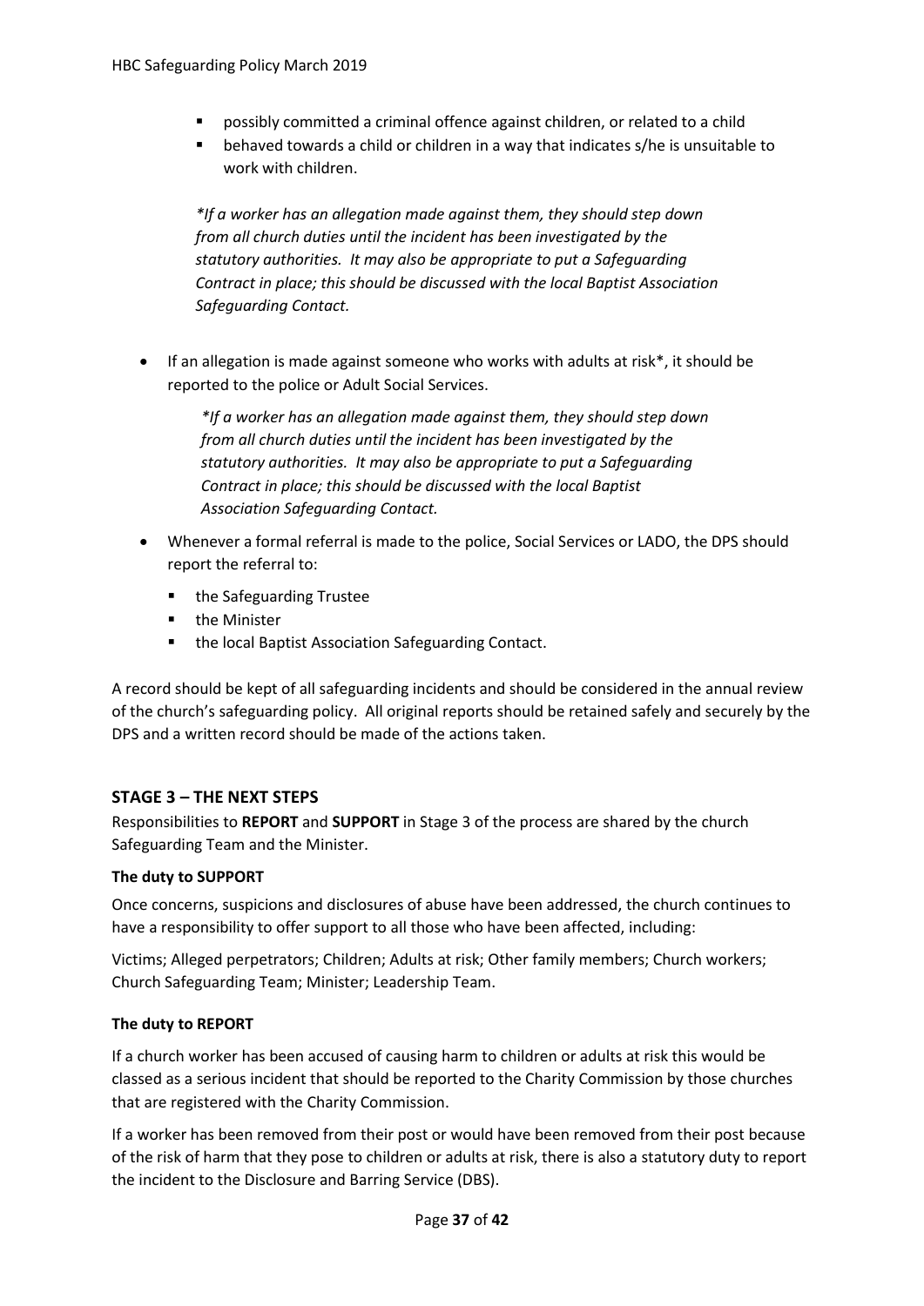- possibly committed a criminal offence against children, or related to a child
- behaved towards a child or children in a way that indicates s/he is unsuitable to work with children.

  *\*If a worker has an allegation made against them, they should step down from all church duties until the incident has been investigated by the statutory authorities. It may also be appropriate to put a Safeguarding Contract in place; this should be discussed with the local Baptist Association Safeguarding Contact.*

- If an allegation is made against someone who works with adults at risk*, it should be reported to the police or Adult Social Services.

  *\*If a worker has an allegation made against them, they should step down from all church duties until the incident has been investigated by the statutory authorities. It may also be appropriate to put a Safeguarding Contract in place; this should be discussed with the local Baptist Association Safeguarding Contact.*

- Whenever a formal referral is made to the police, Social Services or LADO, the DPS should report the referral to:
  - the Safeguarding Trustee
  - the Minister
  - the local Baptist Association Safeguarding Contact.

A record should be kept of all safeguarding incidents and should be considered in the annual review of the church's safeguarding policy. All original reports should be retained safely and securely by the DPS and a written record should be made of the actions taken.

## STAGE 3 – THE NEXT STEPS

Responsibilities to **REPORT** and **SUPPORT** in Stage 3 of the process are shared by the church Safeguarding Team and the Minister.

### The duty to SUPPORT

Once concerns, suspicions and disclosures of abuse have been addressed, the church continues to have a responsibility to offer support to all those who have been affected, including:

Victims; Alleged perpetrators; Children; Adults at risk; Other family members; Church workers; Church Safeguarding Team; Minister; Leadership Team.

### The duty to REPORT

If a church worker has been accused of causing harm to children or adults at risk this would be classed as a serious incident that should be reported to the Charity Commission by those churches that are registered with the Charity Commission.

If a worker has been removed from their post or would have been removed from their post because of the risk of harm that they pose to children or adults at risk, there is also a statutory duty to report the incident to the Disclosure and Barring Service (DBS).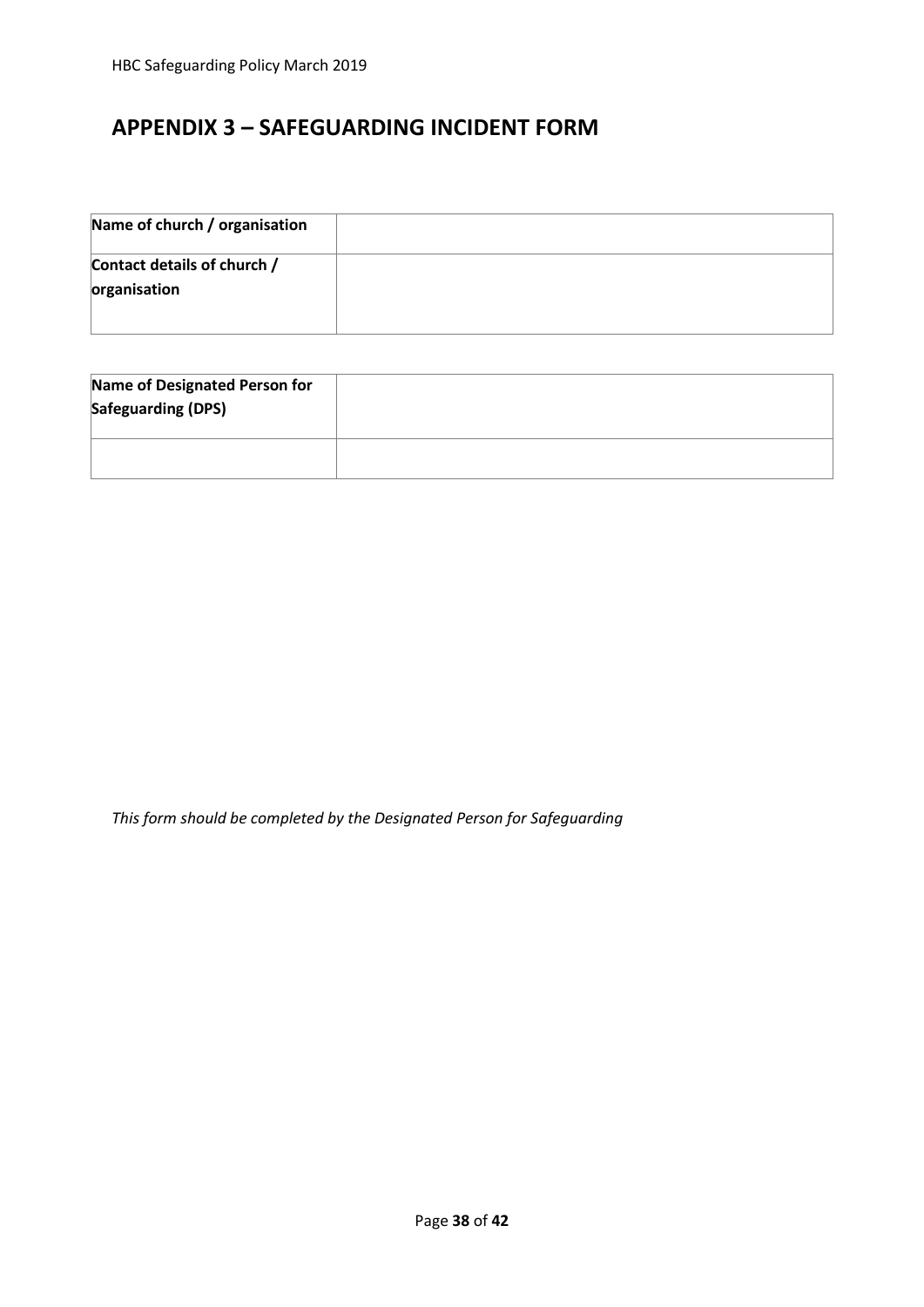## APPENDIX 3 – SAFEGUARDING INCIDENT FORM

| **Name of church / organisation** | |
|---|---|
| **Contact details of church / organisation** | |

| **Name of Designated Person for Safeguarding (DPS)** | |
|---|---|
| | |

*This form should be completed by the Designated Person for Safeguarding*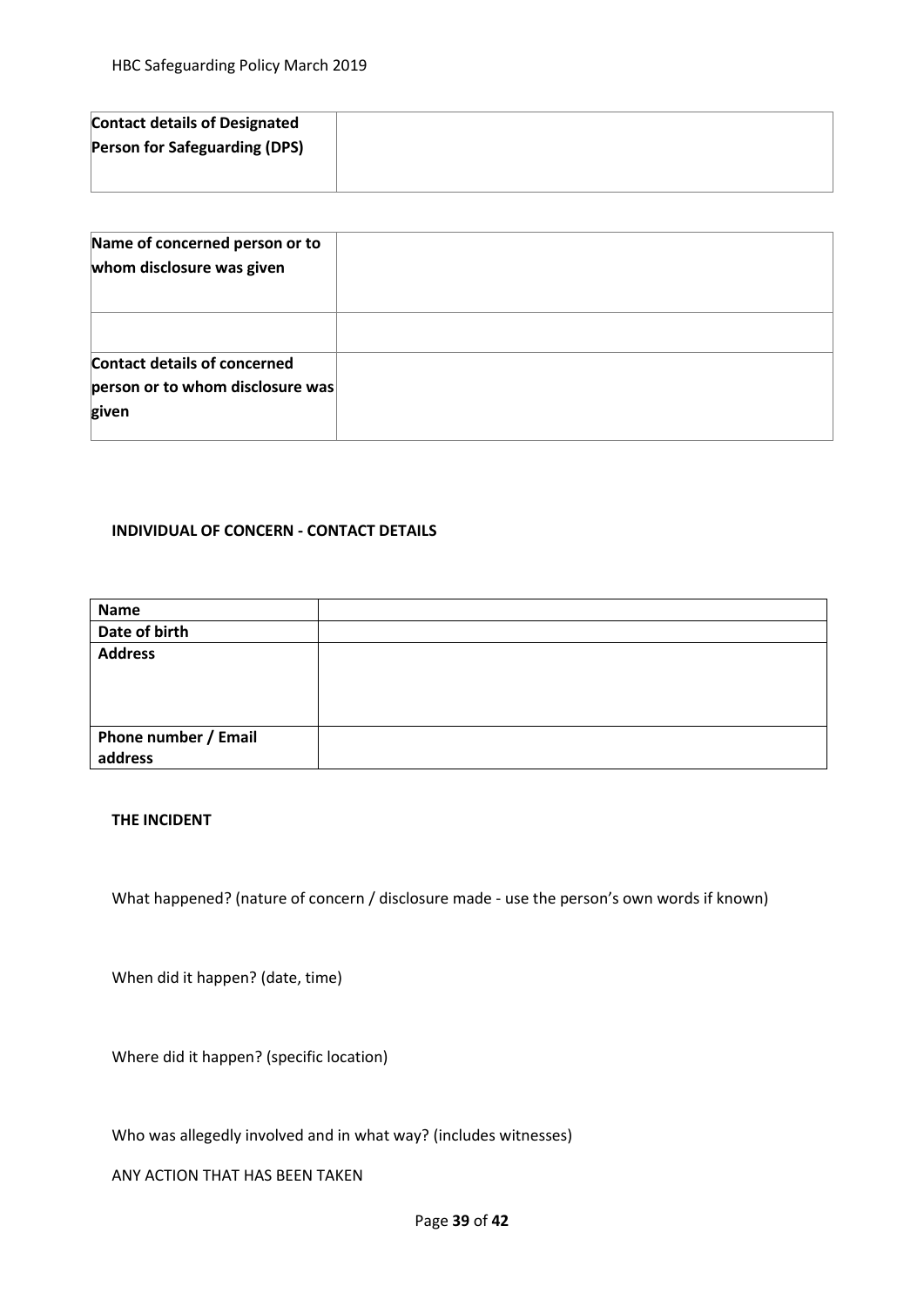| **Contact details of Designated Person for Safeguarding (DPS)** | |
|---|---|

| **Name of concerned person or to whom disclosure was given** | |
|---|---|
| | |
| **Contact details of concerned person or to whom disclosure was given** | |

**INDIVIDUAL OF CONCERN - CONTACT DETAILS**

| **Name** | |
|---|---|
| **Date of birth** | |
| **Address** | |
| **Phone number / Email address** | |

**THE INCIDENT**

What happened? (nature of concern / disclosure made - use the person's own words if known)

When did it happen? (date, time)

Where did it happen? (specific location)

Who was allegedly involved and in what way? (includes witnesses)

ANY ACTION THAT HAS BEEN TAKEN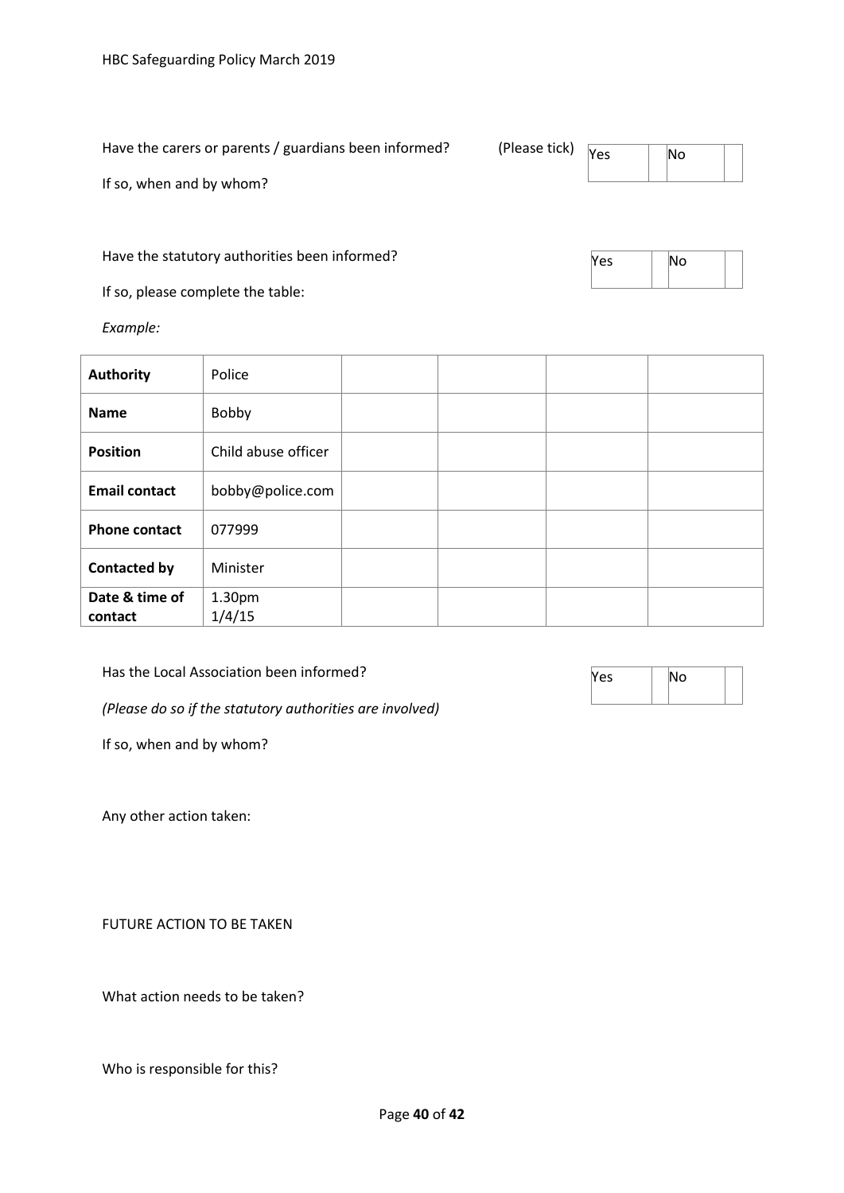Have the carers or parents / guardians been informed? (Please tick)

| Yes | | No | |
|---|---|---|---|

If so, when and by whom?

Have the statutory authorities been informed?

| Yes | | No | |
|---|---|---|---|

If so, please complete the table:

*Example:*

| **Authority** | Police | | | | |
|---|---|---|---|---|---|
| **Name** | Bobby | | | | |
| **Position** | Child abuse officer | | | | |
| **Email contact** | bobby@police.com | | | | |
| **Phone contact** | 077999 | | | | |
| **Contacted by** | Minister | | | | |
| **Date & time of contact** | 1.30pm 1/4/15 | | | | |

Has the Local Association been informed?

| Yes | | No | |
|---|---|---|---|

*(Please do so if the statutory authorities are involved)*

If so, when and by whom?

Any other action taken:

FUTURE ACTION TO BE TAKEN

What action needs to be taken?

Who is responsible for this?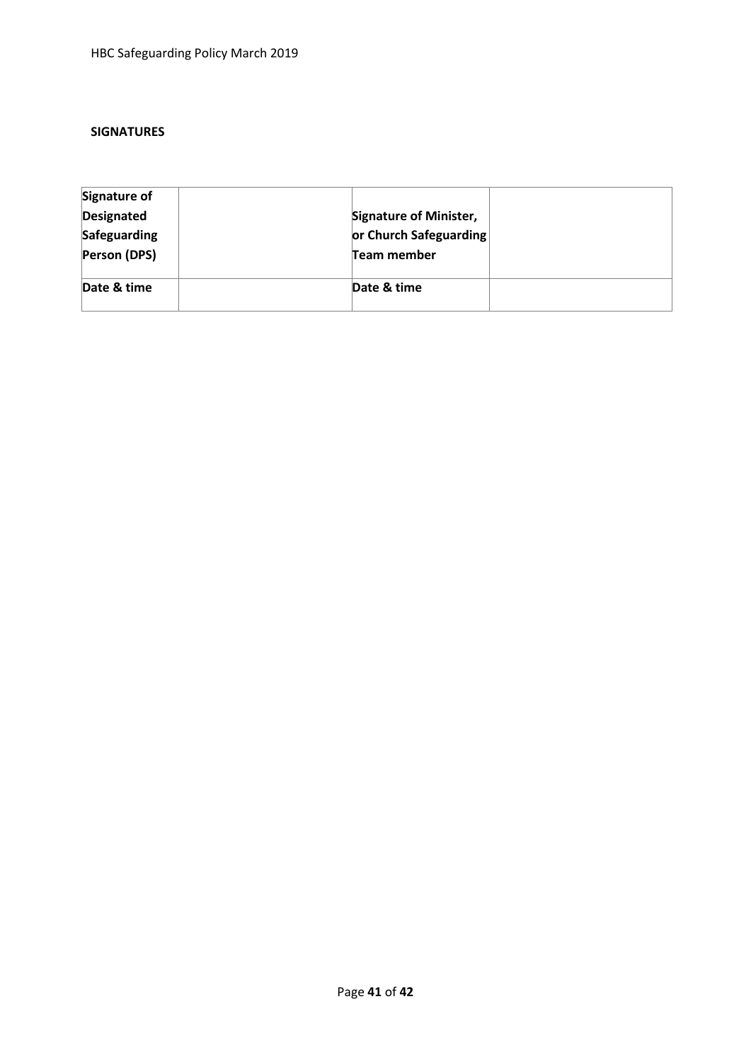**SIGNATURES**

| **Signature of Designated Safeguarding Person (DPS)** | | **Signature of Minister, or Church Safeguarding Team member** | |
|---|---|---|---|
| **Date & time** | | **Date & time** | |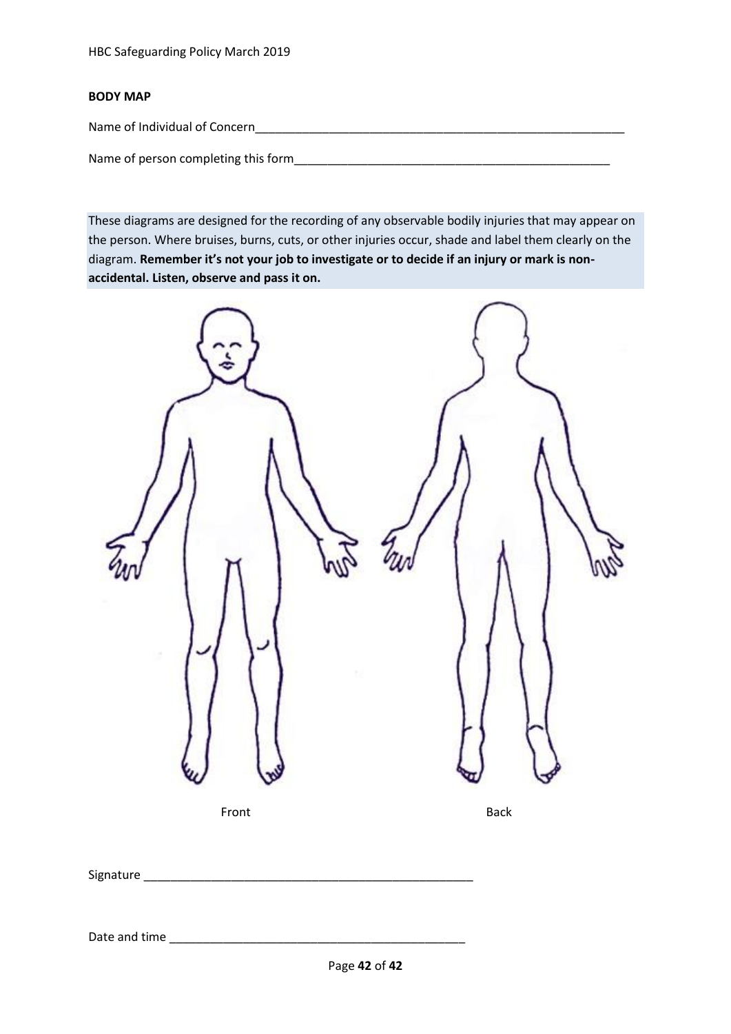**BODY MAP**

Name of Individual of Concern________________________________________________________

Name of person completing this form_________________________________________________

These diagrams are designed for the recording of any observable bodily injuries that may appear on the person. Where bruises, burns, cuts, or other injuries occur, shade and label them clearly on the diagram. **Remember it's not your job to investigate or to decide if an injury or mark is non-accidental. Listen, observe and pass it on.**

Front

Back

Signature ___________________________________________________

Date and time ______________________________________________